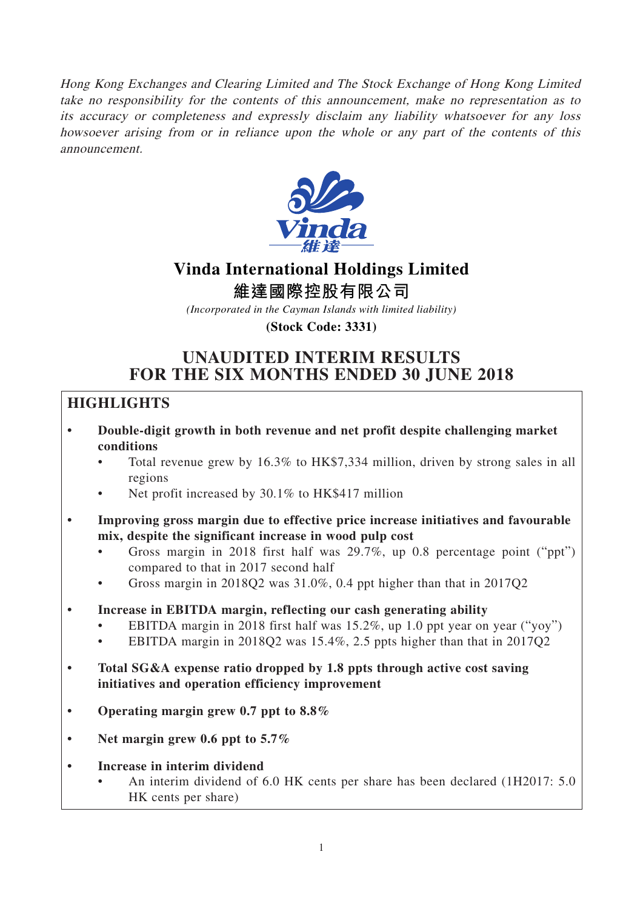*Hong Kong Exchanges and Clearing Limited and The Stock Exchange of Hong Kong Limited take no responsibility for the contents of this announcement, make no representation as to its accuracy or completeness and expressly disclaim any liability whatsoever for any loss howsoever arising from or in reliance upon the whole or any part of the contents of this announcement.*

# Vinda International Holdings Limited
# 維達國際控股有限公司

*(Incorporated in the Cayman Islands with limited liability)*

**(Stock Code: 3331)**

# UNAUDITED INTERIM RESULTS FOR THE SIX MONTHS ENDED 30 JUNE 2018

## HIGHLIGHTS

- **Double-digit growth in both revenue and net profit despite challenging market conditions**
  - Total revenue grew by 16.3% to HK$7,334 million, driven by strong sales in all regions
  - Net profit increased by 30.1% to HK$417 million
- **Improving gross margin due to effective price increase initiatives and favourable mix, despite the significant increase in wood pulp cost**
  - Gross margin in 2018 first half was 29.7%, up 0.8 percentage point ("ppt") compared to that in 2017 second half
  - Gross margin in 2018Q2 was 31.0%, 0.4 ppt higher than that in 2017Q2
- **Increase in EBITDA margin, reflecting our cash generating ability**
  - EBITDA margin in 2018 first half was 15.2%, up 1.0 ppt year on year ("yoy")
  - EBITDA margin in 2018Q2 was 15.4%, 2.5 ppts higher than that in 2017Q2
- **Total SG&A expense ratio dropped by 1.8 ppts through active cost saving initiatives and operation efficiency improvement**
- **Operating margin grew 0.7 ppt to 8.8%**
- **Net margin grew 0.6 ppt to 5.7%**
- **Increase in interim dividend**
  - An interim dividend of 6.0 HK cents per share has been declared (1H2017: 5.0 HK cents per share)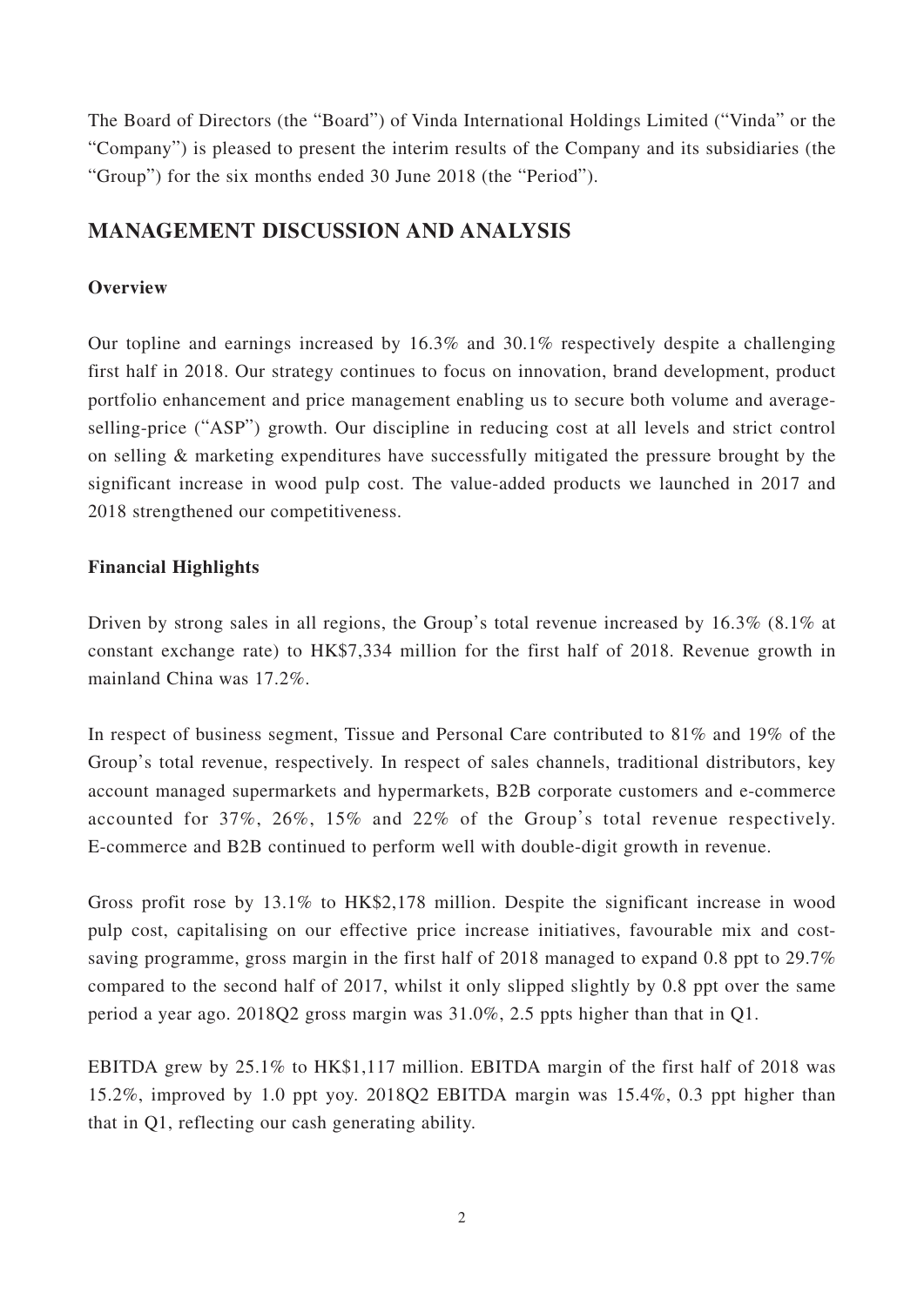The Board of Directors (the "Board") of Vinda International Holdings Limited ("Vinda" or the "Company") is pleased to present the interim results of the Company and its subsidiaries (the "Group") for the six months ended 30 June 2018 (the "Period").

## MANAGEMENT DISCUSSION AND ANALYSIS

### Overview

Our topline and earnings increased by 16.3% and 30.1% respectively despite a challenging first half in 2018. Our strategy continues to focus on innovation, brand development, product portfolio enhancement and price management enabling us to secure both volume and average-selling-price ("ASP") growth. Our discipline in reducing cost at all levels and strict control on selling & marketing expenditures have successfully mitigated the pressure brought by the significant increase in wood pulp cost. The value-added products we launched in 2017 and 2018 strengthened our competitiveness.

### Financial Highlights

Driven by strong sales in all regions, the Group's total revenue increased by 16.3% (8.1% at constant exchange rate) to HK$7,334 million for the first half of 2018. Revenue growth in mainland China was 17.2%.

In respect of business segment, Tissue and Personal Care contributed to 81% and 19% of the Group's total revenue, respectively. In respect of sales channels, traditional distributors, key account managed supermarkets and hypermarkets, B2B corporate customers and e-commerce accounted for 37%, 26%, 15% and 22% of the Group's total revenue respectively. E-commerce and B2B continued to perform well with double-digit growth in revenue.

Gross profit rose by 13.1% to HK$2,178 million. Despite the significant increase in wood pulp cost, capitalising on our effective price increase initiatives, favourable mix and cost-saving programme, gross margin in the first half of 2018 managed to expand 0.8 ppt to 29.7% compared to the second half of 2017, whilst it only slipped slightly by 0.8 ppt over the same period a year ago. 2018Q2 gross margin was 31.0%, 2.5 ppts higher than that in Q1.

EBITDA grew by 25.1% to HK$1,117 million. EBITDA margin of the first half of 2018 was 15.2%, improved by 1.0 ppt yoy. 2018Q2 EBITDA margin was 15.4%, 0.3 ppt higher than that in Q1, reflecting our cash generating ability.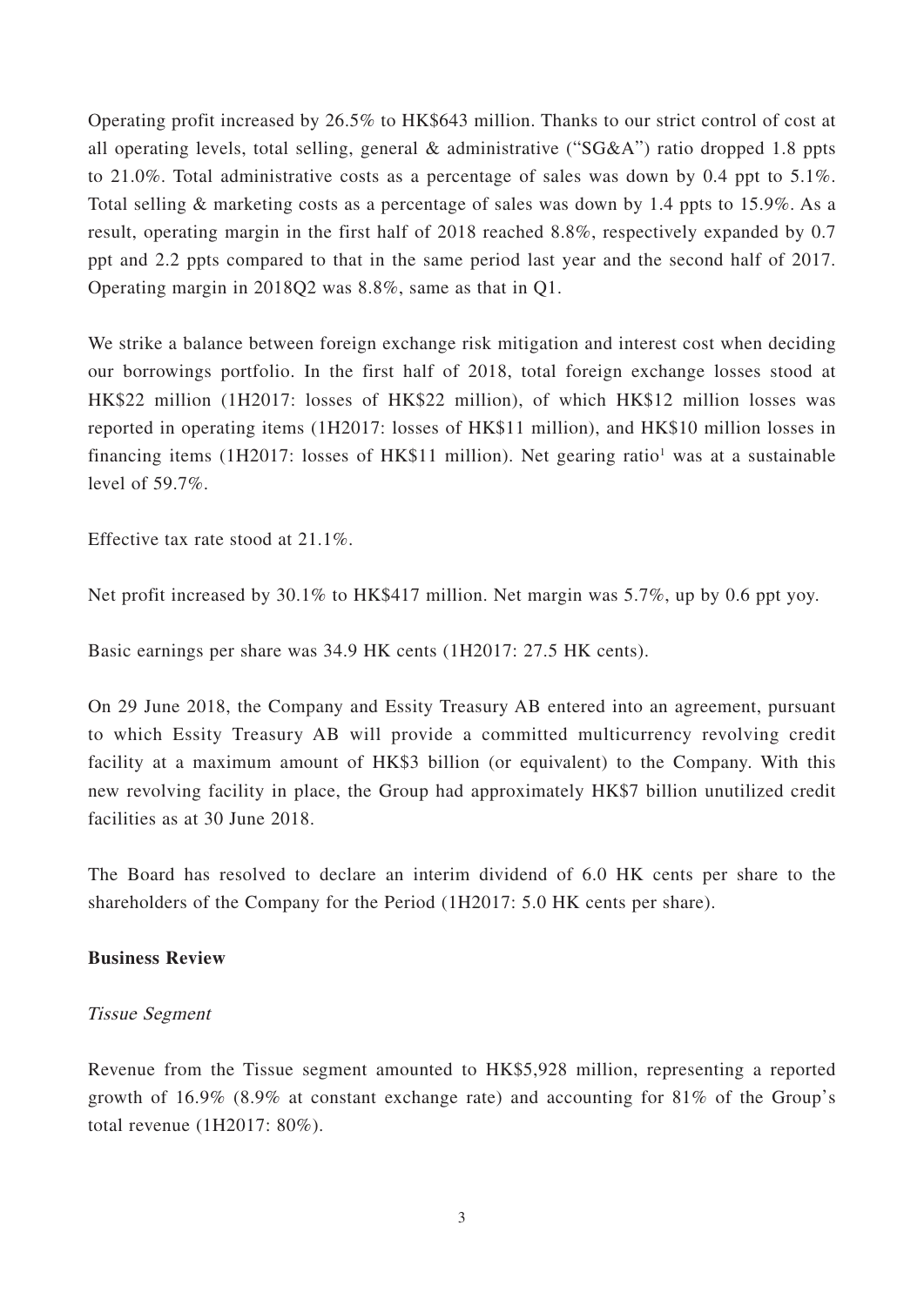Operating profit increased by 26.5% to HK$643 million. Thanks to our strict control of cost at all operating levels, total selling, general & administrative ("SG&A") ratio dropped 1.8 ppts to 21.0%. Total administrative costs as a percentage of sales was down by 0.4 ppt to 5.1%. Total selling & marketing costs as a percentage of sales was down by 1.4 ppts to 15.9%. As a result, operating margin in the first half of 2018 reached 8.8%, respectively expanded by 0.7 ppt and 2.2 ppts compared to that in the same period last year and the second half of 2017. Operating margin in 2018Q2 was 8.8%, same as that in Q1.

We strike a balance between foreign exchange risk mitigation and interest cost when deciding our borrowings portfolio. In the first half of 2018, total foreign exchange losses stood at HK$22 million (1H2017: losses of HK$22 million), of which HK$12 million losses was reported in operating items (1H2017: losses of HK$11 million), and HK$10 million losses in financing items (1H2017: losses of HK$11 million). Net gearing ratio[1] was at a sustainable level of 59.7%.

Effective tax rate stood at 21.1%.

Net profit increased by 30.1% to HK$417 million. Net margin was 5.7%, up by 0.6 ppt yoy.

Basic earnings per share was 34.9 HK cents (1H2017: 27.5 HK cents).

On 29 June 2018, the Company and Essity Treasury AB entered into an agreement, pursuant to which Essity Treasury AB will provide a committed multicurrency revolving credit facility at a maximum amount of HK$3 billion (or equivalent) to the Company. With this new revolving facility in place, the Group had approximately HK$7 billion unutilized credit facilities as at 30 June 2018.

The Board has resolved to declare an interim dividend of 6.0 HK cents per share to the shareholders of the Company for the Period (1H2017: 5.0 HK cents per share).

**Business Review**

*Tissue Segment*

Revenue from the Tissue segment amounted to HK$5,928 million, representing a reported growth of 16.9% (8.9% at constant exchange rate) and accounting for 81% of the Group's total revenue (1H2017: 80%).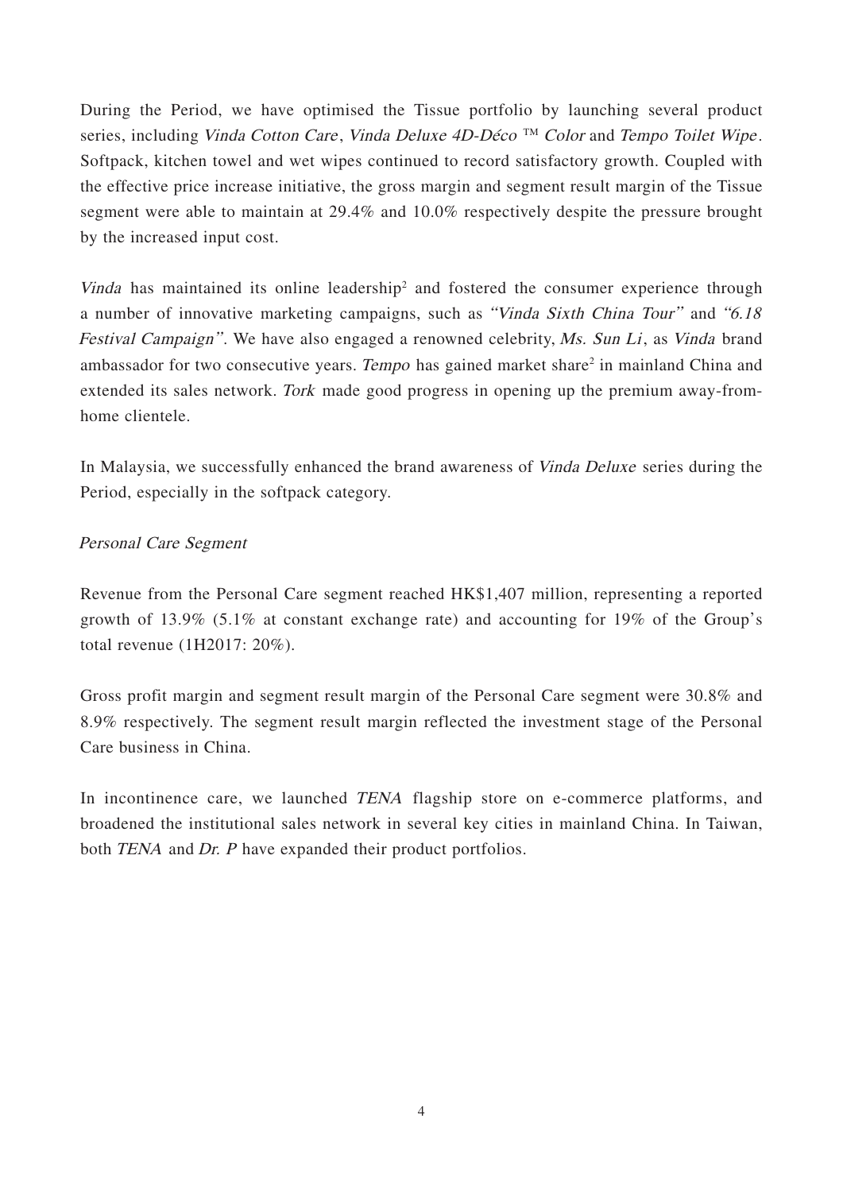During the Period, we have optimised the Tissue portfolio by launching several product series, including *Vinda Cotton Care*, *Vinda Deluxe 4D-Déco ™ Color* and *Tempo Toilet Wipe*. Softpack, kitchen towel and wet wipes continued to record satisfactory growth. Coupled with the effective price increase initiative, the gross margin and segment result margin of the Tissue segment were able to maintain at 29.4% and 10.0% respectively despite the pressure brought by the increased input cost.

*Vinda* has maintained its online leadership[2] and fostered the consumer experience through a number of innovative marketing campaigns, such as *"Vinda Sixth China Tour"* and *"6.18 Festival Campaign"*. We have also engaged a renowned celebrity, *Ms. Sun Li*, as *Vinda* brand ambassador for two consecutive years. *Tempo* has gained market share[2] in mainland China and extended its sales network. *Tork* made good progress in opening up the premium away-from-home clientele.

In Malaysia, we successfully enhanced the brand awareness of *Vinda Deluxe* series during the Period, especially in the softpack category.

*Personal Care Segment*

Revenue from the Personal Care segment reached HK$1,407 million, representing a reported growth of 13.9% (5.1% at constant exchange rate) and accounting for 19% of the Group's total revenue (1H2017: 20%).

Gross profit margin and segment result margin of the Personal Care segment were 30.8% and 8.9% respectively. The segment result margin reflected the investment stage of the Personal Care business in China.

In incontinence care, we launched *TENA* flagship store on e-commerce platforms, and broadened the institutional sales network in several key cities in mainland China. In Taiwan, both *TENA* and *Dr. P* have expanded their product portfolios.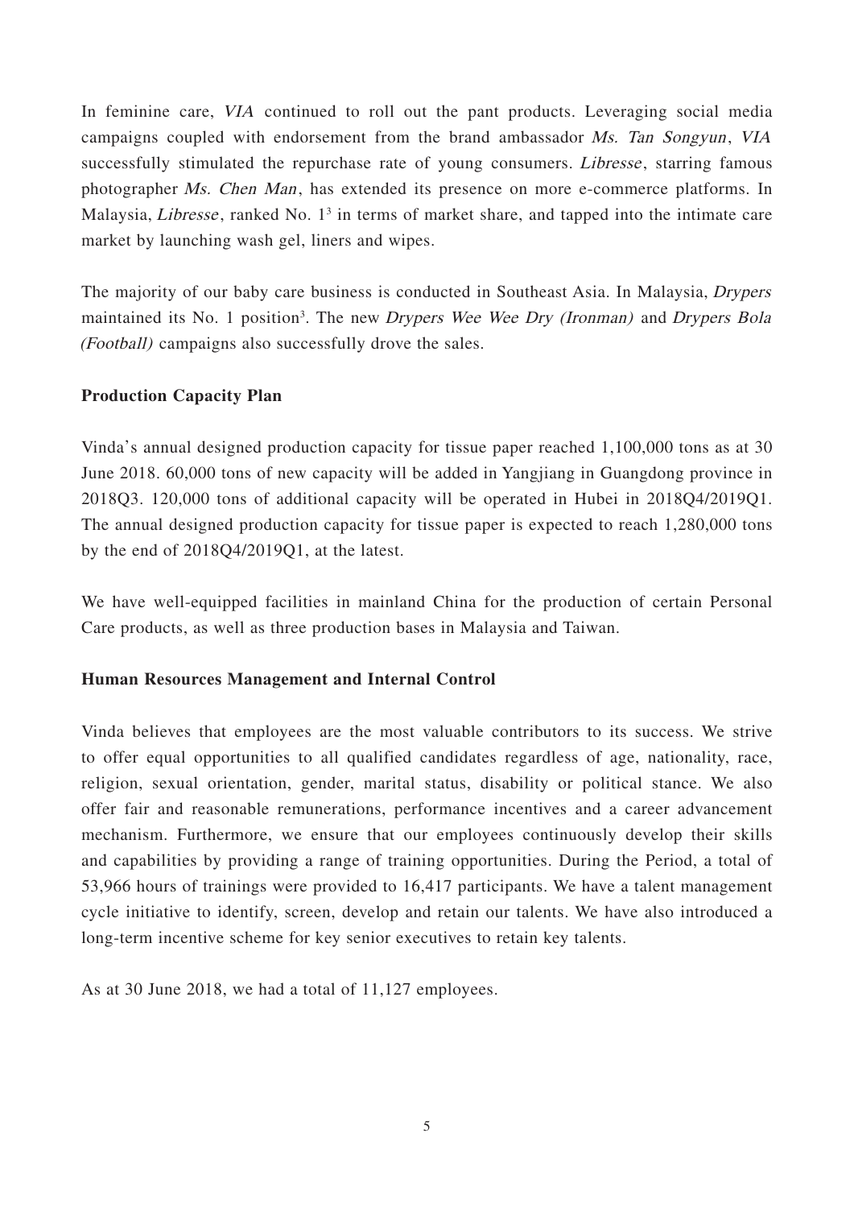In feminine care, *VIA* continued to roll out the pant products. Leveraging social media campaigns coupled with endorsement from the brand ambassador *Ms. Tan Songyun*, *VIA* successfully stimulated the repurchase rate of young consumers. *Libresse*, starring famous photographer *Ms. Chen Man*, has extended its presence on more e-commerce platforms. In Malaysia, *Libresse*, ranked No. 1[3] in terms of market share, and tapped into the intimate care market by launching wash gel, liners and wipes.

The majority of our baby care business is conducted in Southeast Asia. In Malaysia, *Drypers* maintained its No. 1 position[3]. The new *Drypers Wee Wee Dry (Ironman)* and *Drypers Bola (Football)* campaigns also successfully drove the sales.

**Production Capacity Plan**

Vinda's annual designed production capacity for tissue paper reached 1,100,000 tons as at 30 June 2018. 60,000 tons of new capacity will be added in Yangjiang in Guangdong province in 2018Q3. 120,000 tons of additional capacity will be operated in Hubei in 2018Q4/2019Q1. The annual designed production capacity for tissue paper is expected to reach 1,280,000 tons by the end of 2018Q4/2019Q1, at the latest.

We have well-equipped facilities in mainland China for the production of certain Personal Care products, as well as three production bases in Malaysia and Taiwan.

**Human Resources Management and Internal Control**

Vinda believes that employees are the most valuable contributors to its success. We strive to offer equal opportunities to all qualified candidates regardless of age, nationality, race, religion, sexual orientation, gender, marital status, disability or political stance. We also offer fair and reasonable remunerations, performance incentives and a career advancement mechanism. Furthermore, we ensure that our employees continuously develop their skills and capabilities by providing a range of training opportunities. During the Period, a total of 53,966 hours of trainings were provided to 16,417 participants. We have a talent management cycle initiative to identify, screen, develop and retain our talents. We have also introduced a long-term incentive scheme for key senior executives to retain key talents.

As at 30 June 2018, we had a total of 11,127 employees.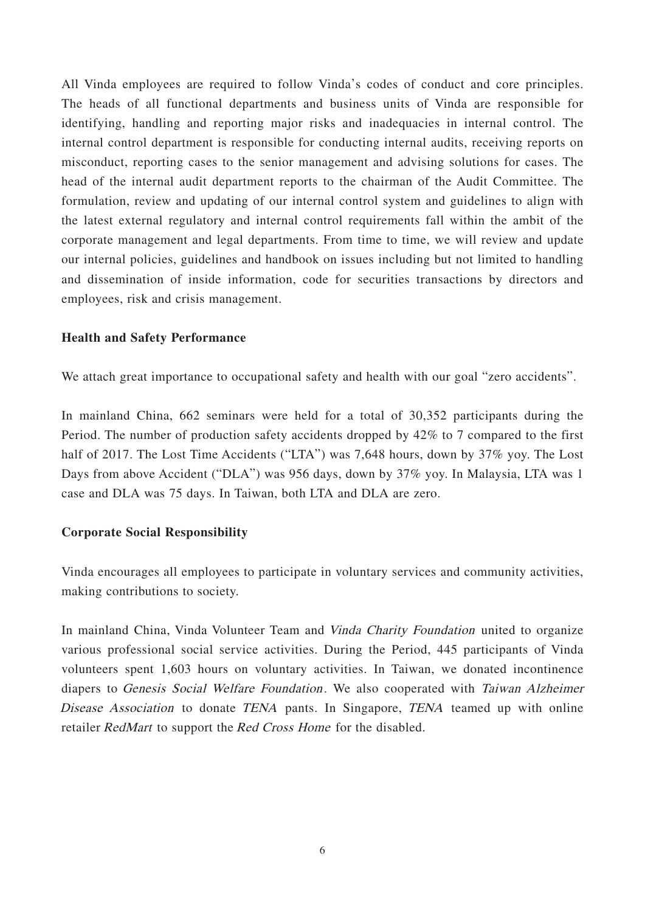All Vinda employees are required to follow Vinda's codes of conduct and core principles. The heads of all functional departments and business units of Vinda are responsible for identifying, handling and reporting major risks and inadequacies in internal control. The internal control department is responsible for conducting internal audits, receiving reports on misconduct, reporting cases to the senior management and advising solutions for cases. The head of the internal audit department reports to the chairman of the Audit Committee. The formulation, review and updating of our internal control system and guidelines to align with the latest external regulatory and internal control requirements fall within the ambit of the corporate management and legal departments. From time to time, we will review and update our internal policies, guidelines and handbook on issues including but not limited to handling and dissemination of inside information, code for securities transactions by directors and employees, risk and crisis management.

**Health and Safety Performance**

We attach great importance to occupational safety and health with our goal "zero accidents".

In mainland China, 662 seminars were held for a total of 30,352 participants during the Period. The number of production safety accidents dropped by 42% to 7 compared to the first half of 2017. The Lost Time Accidents ("LTA") was 7,648 hours, down by 37% yoy. The Lost Days from above Accident ("DLA") was 956 days, down by 37% yoy. In Malaysia, LTA was 1 case and DLA was 75 days. In Taiwan, both LTA and DLA are zero.

**Corporate Social Responsibility**

Vinda encourages all employees to participate in voluntary services and community activities, making contributions to society.

In mainland China, Vinda Volunteer Team and *Vinda Charity Foundation* united to organize various professional social service activities. During the Period, 445 participants of Vinda volunteers spent 1,603 hours on voluntary activities. In Taiwan, we donated incontinence diapers to *Genesis Social Welfare Foundation*. We also cooperated with *Taiwan Alzheimer Disease Association* to donate *TENA* pants. In Singapore, *TENA* teamed up with online retailer *RedMart* to support the *Red Cross Home* for the disabled.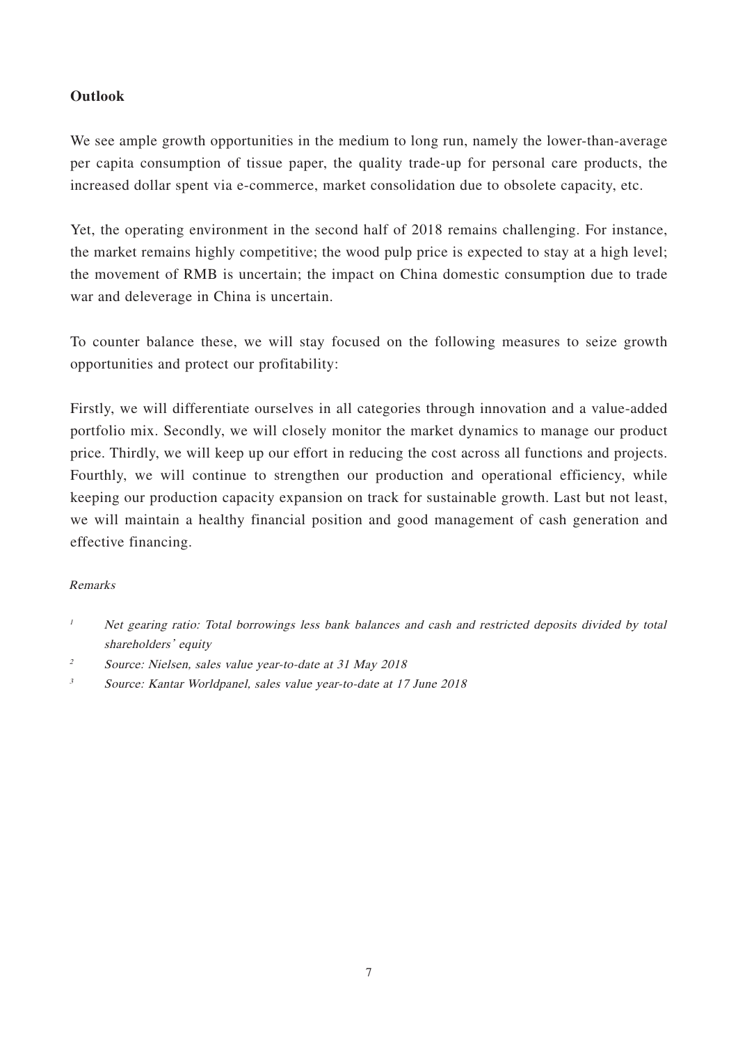**Outlook**

We see ample growth opportunities in the medium to long run, namely the lower-than-average per capita consumption of tissue paper, the quality trade-up for personal care products, the increased dollar spent via e-commerce, market consolidation due to obsolete capacity, etc.

Yet, the operating environment in the second half of 2018 remains challenging. For instance, the market remains highly competitive; the wood pulp price is expected to stay at a high level; the movement of RMB is uncertain; the impact on China domestic consumption due to trade war and deleverage in China is uncertain.

To counter balance these, we will stay focused on the following measures to seize growth opportunities and protect our profitability:

Firstly, we will differentiate ourselves in all categories through innovation and a value-added portfolio mix. Secondly, we will closely monitor the market dynamics to manage our product price. Thirdly, we will keep up our effort in reducing the cost across all functions and projects. Fourthly, we will continue to strengthen our production and operational efficiency, while keeping our production capacity expansion on track for sustainable growth. Last but not least, we will maintain a healthy financial position and good management of cash generation and effective financing.

*Remarks*

[1] *Net gearing ratio: Total borrowings less bank balances and cash and restricted deposits divided by total shareholders' equity*

[2] *Source: Nielsen, sales value year-to-date at 31 May 2018*

[3] *Source: Kantar Worldpanel, sales value year-to-date at 17 June 2018*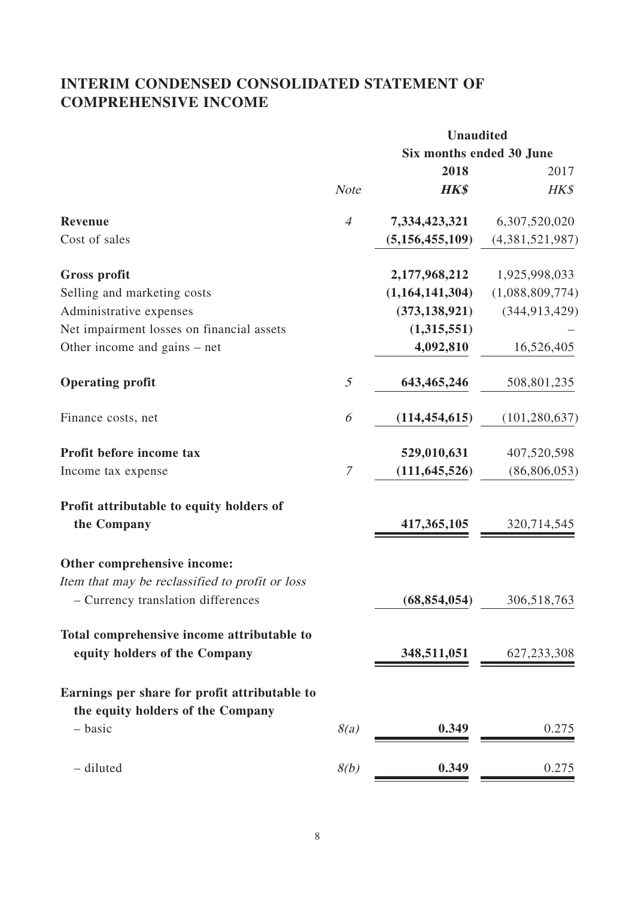# INTERIM CONDENSED CONSOLIDATED STATEMENT OF COMPREHENSIVE INCOME

| | | Unaudited | |
|---|---|---|---|
| | | Six months ended 30 June | |
| | | **2018** | 2017 |
| | *Note* | ***HK$*** | *HK$* |
| **Revenue** | *4* | **7,334,423,321** | 6,307,520,020 |
| Cost of sales | | **(5,156,455,109)** | (4,381,521,987) |
| **Gross profit** | | **2,177,968,212** | 1,925,998,033 |
| Selling and marketing costs | | **(1,164,141,304)** | (1,088,809,774) |
| Administrative expenses | | **(373,138,921)** | (344,913,429) |
| Net impairment losses on financial assets | | **(1,315,551)** | – |
| Other income and gains – net | | **4,092,810** | 16,526,405 |
| **Operating profit** | *5* | **643,465,246** | 508,801,235 |
| Finance costs, net | *6* | **(114,454,615)** | (101,280,637) |
| **Profit before income tax** | | **529,010,631** | 407,520,598 |
| Income tax expense | *7* | **(111,645,526)** | (86,806,053) |
| **Profit attributable to equity holders of the Company** | | **417,365,105** | 320,714,545 |
| **Other comprehensive income:** | | | |
| *Item that may be reclassified to profit or loss* | | | |
| – Currency translation differences | | **(68,854,054)** | 306,518,763 |
| **Total comprehensive income attributable to equity holders of the Company** | | **348,511,051** | 627,233,308 |
| **Earnings per share for profit attributable to the equity holders of the Company** | | | |
| – basic | *8(a)* | **0.349** | 0.275 |
| – diluted | *8(b)* | **0.349** | 0.275 |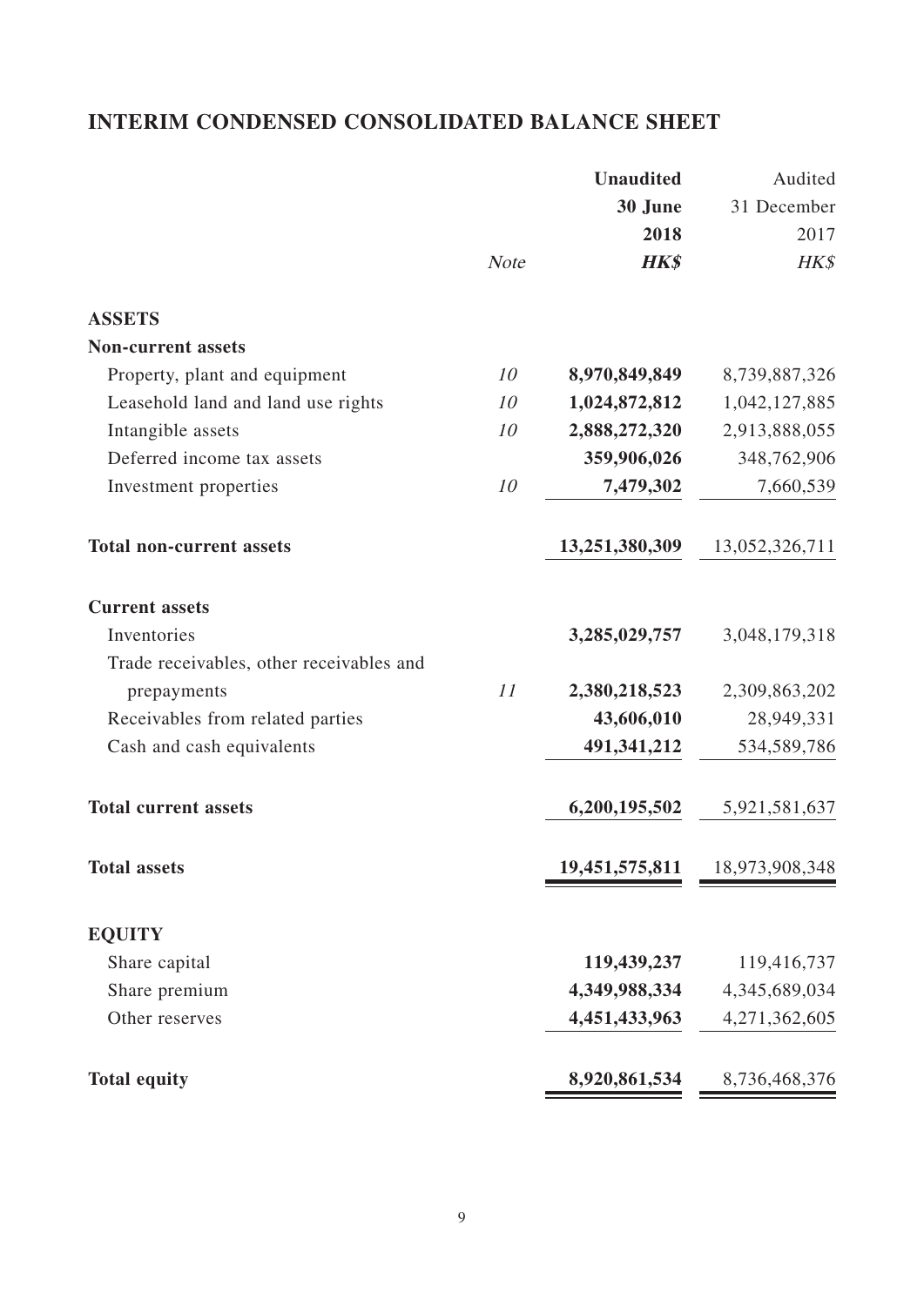# INTERIM CONDENSED CONSOLIDATED BALANCE SHEET

| | Note | Unaudited 30 June 2018 HK$ | Audited 31 December 2017 HK$ |
|---|---|---|---|
| **ASSETS** | | | |
| **Non-current assets** | | | |
| Property, plant and equipment | 10 | **8,970,849,849** | 8,739,887,326 |
| Leasehold land and land use rights | 10 | **1,024,872,812** | 1,042,127,885 |
| Intangible assets | 10 | **2,888,272,320** | 2,913,888,055 |
| Deferred income tax assets | | **359,906,026** | 348,762,906 |
| Investment properties | 10 | **7,479,302** | 7,660,539 |
| **Total non-current assets** | | **13,251,380,309** | 13,052,326,711 |
| **Current assets** | | | |
| Inventories | | **3,285,029,757** | 3,048,179,318 |
| Trade receivables, other receivables and prepayments | 11 | **2,380,218,523** | 2,309,863,202 |
| Receivables from related parties | | **43,606,010** | 28,949,331 |
| Cash and cash equivalents | | **491,341,212** | 534,589,786 |
| **Total current assets** | | **6,200,195,502** | 5,921,581,637 |
| **Total assets** | | **19,451,575,811** | 18,973,908,348 |
| **EQUITY** | | | |
| Share capital | | **119,439,237** | 119,416,737 |
| Share premium | | **4,349,988,334** | 4,345,689,034 |
| Other reserves | | **4,451,433,963** | 4,271,362,605 |
| **Total equity** | | **8,920,861,534** | 8,736,468,376 |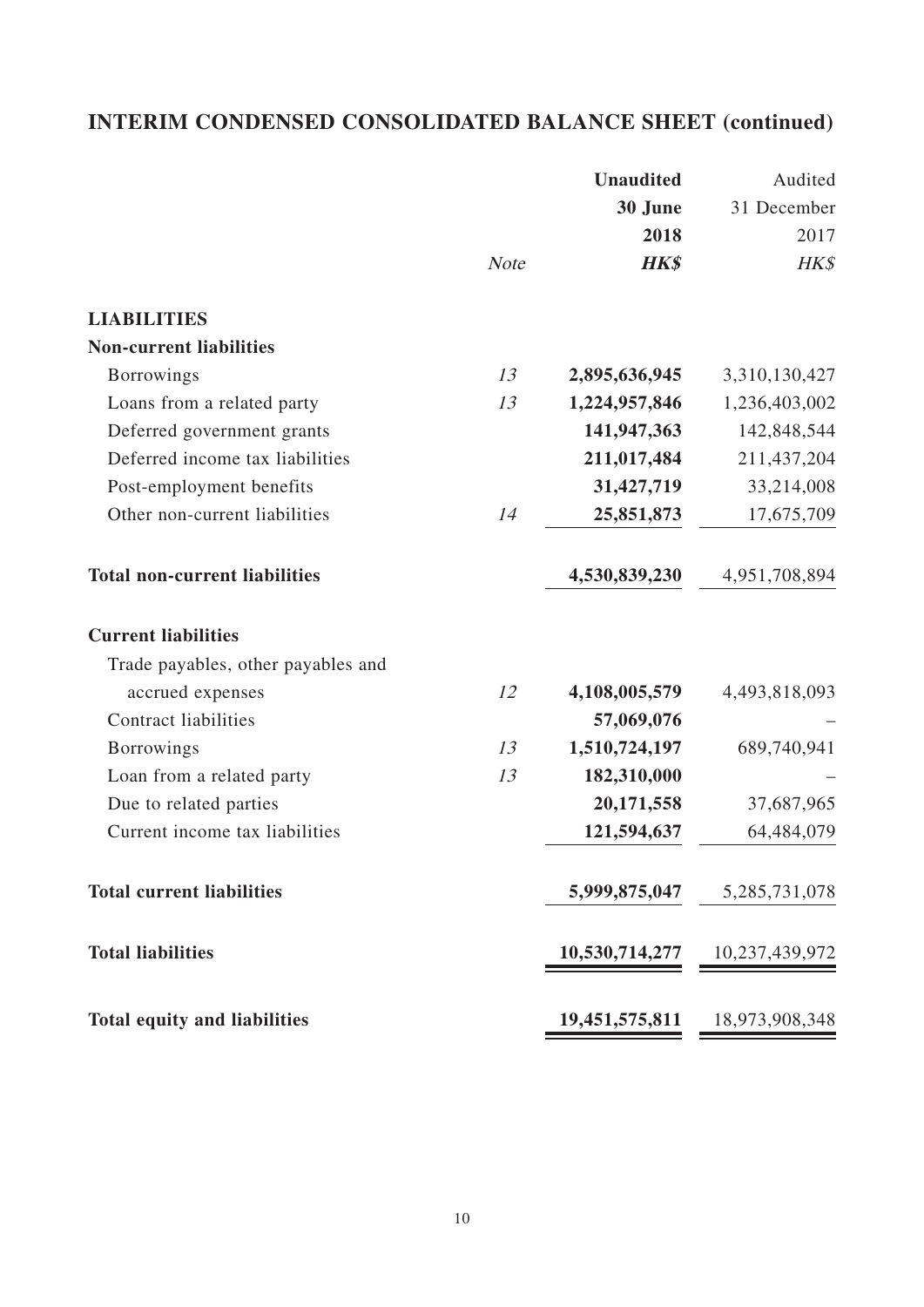## INTERIM CONDENSED CONSOLIDATED BALANCE SHEET (continued)

| | Note | Unaudited 30 June 2018 HK$ | Audited 31 December 2017 HK$ |
|---|---|---|---|
| **LIABILITIES** | | | |
| **Non-current liabilities** | | | |
| Borrowings | 13 | **2,895,636,945** | 3,310,130,427 |
| Loans from a related party | 13 | **1,224,957,846** | 1,236,403,002 |
| Deferred government grants | | **141,947,363** | 142,848,544 |
| Deferred income tax liabilities | | **211,017,484** | 211,437,204 |
| Post-employment benefits | | **31,427,719** | 33,214,008 |
| Other non-current liabilities | 14 | **25,851,873** | 17,675,709 |
| **Total non-current liabilities** | | **4,530,839,230** | 4,951,708,894 |
| **Current liabilities** | | | |
| Trade payables, other payables and accrued expenses | 12 | **4,108,005,579** | 4,493,818,093 |
| Contract liabilities | | **57,069,076** | – |
| Borrowings | 13 | **1,510,724,197** | 689,740,941 |
| Loan from a related party | 13 | **182,310,000** | – |
| Due to related parties | | **20,171,558** | 37,687,965 |
| Current income tax liabilities | | **121,594,637** | 64,484,079 |
| **Total current liabilities** | | **5,999,875,047** | 5,285,731,078 |
| **Total liabilities** | | **10,530,714,277** | 10,237,439,972 |
| **Total equity and liabilities** | | **19,451,575,811** | 18,973,908,348 |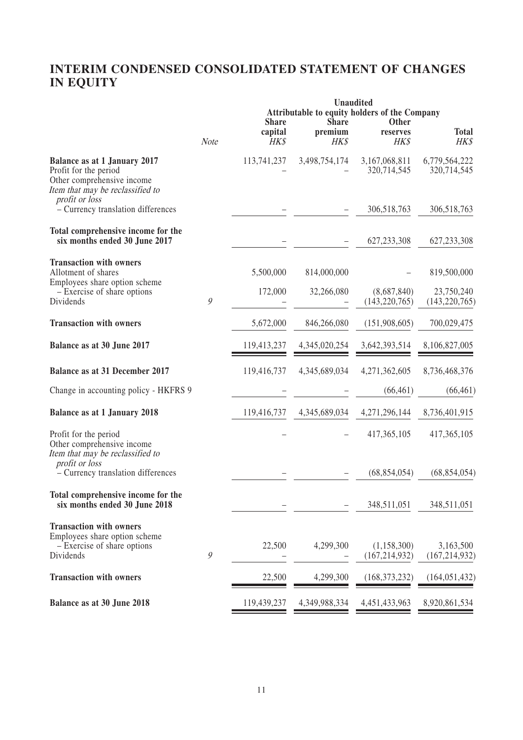# INTERIM CONDENSED CONSOLIDATED STATEMENT OF CHANGES IN EQUITY

| | | Unaudited | | | |
|---|---|---|---|---|---|
| | | Attributable to equity holders of the Company | | | |
| | *Note* | **Share capital** *HK$* | **Share premium** *HK$* | **Other reserves** *HK$* | **Total** *HK$* |
| **Balance as at 1 January 2017** | | 113,741,237 | 3,498,754,174 | 3,167,068,811 | 6,779,564,222 |
| Profit for the period | | – | – | 320,714,545 | 320,714,545 |
| Other comprehensive income | | | | | |
| *Item that may be reclassified to profit or loss* | | | | | |
| – Currency translation differences | | – | – | 306,518,763 | 306,518,763 |
| **Total comprehensive income for the six months ended 30 June 2017** | | – | – | 627,233,308 | 627,233,308 |
| **Transaction with owners** | | | | | |
| Allotment of shares | | 5,500,000 | 814,000,000 | – | 819,500,000 |
| Employees share option scheme | | | | | |
| – Exercise of share options | | 172,000 | 32,266,080 | (8,687,840) | 23,750,240 |
| Dividends | 9 | – | – | (143,220,765) | (143,220,765) |
| **Transaction with owners** | | 5,672,000 | 846,266,080 | (151,908,605) | 700,029,475 |
| **Balance as at 30 June 2017** | | 119,413,237 | 4,345,020,254 | 3,642,393,514 | 8,106,827,005 |
| **Balance as at 31 December 2017** | | 119,416,737 | 4,345,689,034 | 4,271,362,605 | 8,736,468,376 |
| Change in accounting policy - HKFRS 9 | | – | – | (66,461) | (66,461) |
| **Balance as at 1 January 2018** | | 119,416,737 | 4,345,689,034 | 4,271,296,144 | 8,736,401,915 |
| Profit for the period | | – | – | 417,365,105 | 417,365,105 |
| Other comprehensive income | | | | | |
| *Item that may be reclassified to profit or loss* | | | | | |
| – Currency translation differences | | – | – | (68,854,054) | (68,854,054) |
| **Total comprehensive income for the six months ended 30 June 2018** | | – | – | 348,511,051 | 348,511,051 |
| **Transaction with owners** | | | | | |
| Employees share option scheme | | | | | |
| – Exercise of share options | | 22,500 | 4,299,300 | (1,158,300) | 3,163,500 |
| Dividends | 9 | – | – | (167,214,932) | (167,214,932) |
| **Transaction with owners** | | 22,500 | 4,299,300 | (168,373,232) | (164,051,432) |
| **Balance as at 30 June 2018** | | 119,439,237 | 4,349,988,334 | 4,451,433,963 | 8,920,861,534 |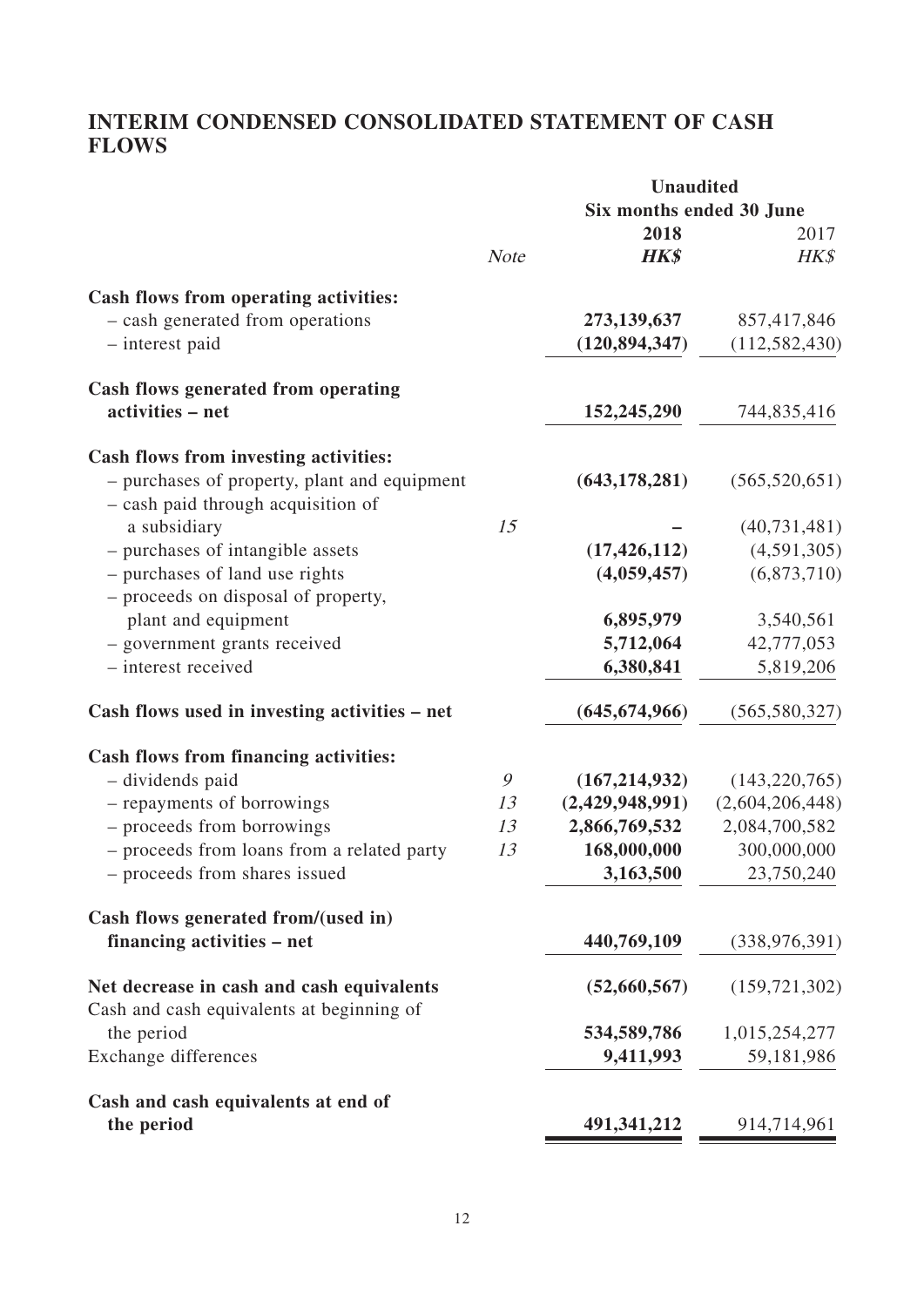# INTERIM CONDENSED CONSOLIDATED STATEMENT OF CASH FLOWS

| | *Note* | **Unaudited** Six months ended 30 June **2018** ***HK$*** | 2017 *HK$* |
|---|---|---|---|
| **Cash flows from operating activities:** | | | |
| – cash generated from operations | | **273,139,637** | 857,417,846 |
| – interest paid | | **(120,894,347)** | (112,582,430) |
| **Cash flows generated from operating activities – net** | | **152,245,290** | 744,835,416 |
| **Cash flows from investing activities:** | | | |
| – purchases of property, plant and equipment | | **(643,178,281)** | (565,520,651) |
| – cash paid through acquisition of a subsidiary | 15 | **–** | (40,731,481) |
| – purchases of intangible assets | | **(17,426,112)** | (4,591,305) |
| – purchases of land use rights | | **(4,059,457)** | (6,873,710) |
| – proceeds on disposal of property, plant and equipment | | **6,895,979** | 3,540,561 |
| – government grants received | | **5,712,064** | 42,777,053 |
| – interest received | | **6,380,841** | 5,819,206 |
| **Cash flows used in investing activities – net** | | **(645,674,966)** | (565,580,327) |
| **Cash flows from financing activities:** | | | |
| – dividends paid | 9 | **(167,214,932)** | (143,220,765) |
| – repayments of borrowings | 13 | **(2,429,948,991)** | (2,604,206,448) |
| – proceeds from borrowings | 13 | **2,866,769,532** | 2,084,700,582 |
| – proceeds from loans from a related party | 13 | **168,000,000** | 300,000,000 |
| – proceeds from shares issued | | **3,163,500** | 23,750,240 |
| **Cash flows generated from/(used in) financing activities – net** | | **440,769,109** | (338,976,391) |
| **Net decrease in cash and cash equivalents** | | **(52,660,567)** | (159,721,302) |
| Cash and cash equivalents at beginning of the period | | **534,589,786** | 1,015,254,277 |
| Exchange differences | | **9,411,993** | 59,181,986 |
| **Cash and cash equivalents at end of the period** | | **491,341,212** | 914,714,961 |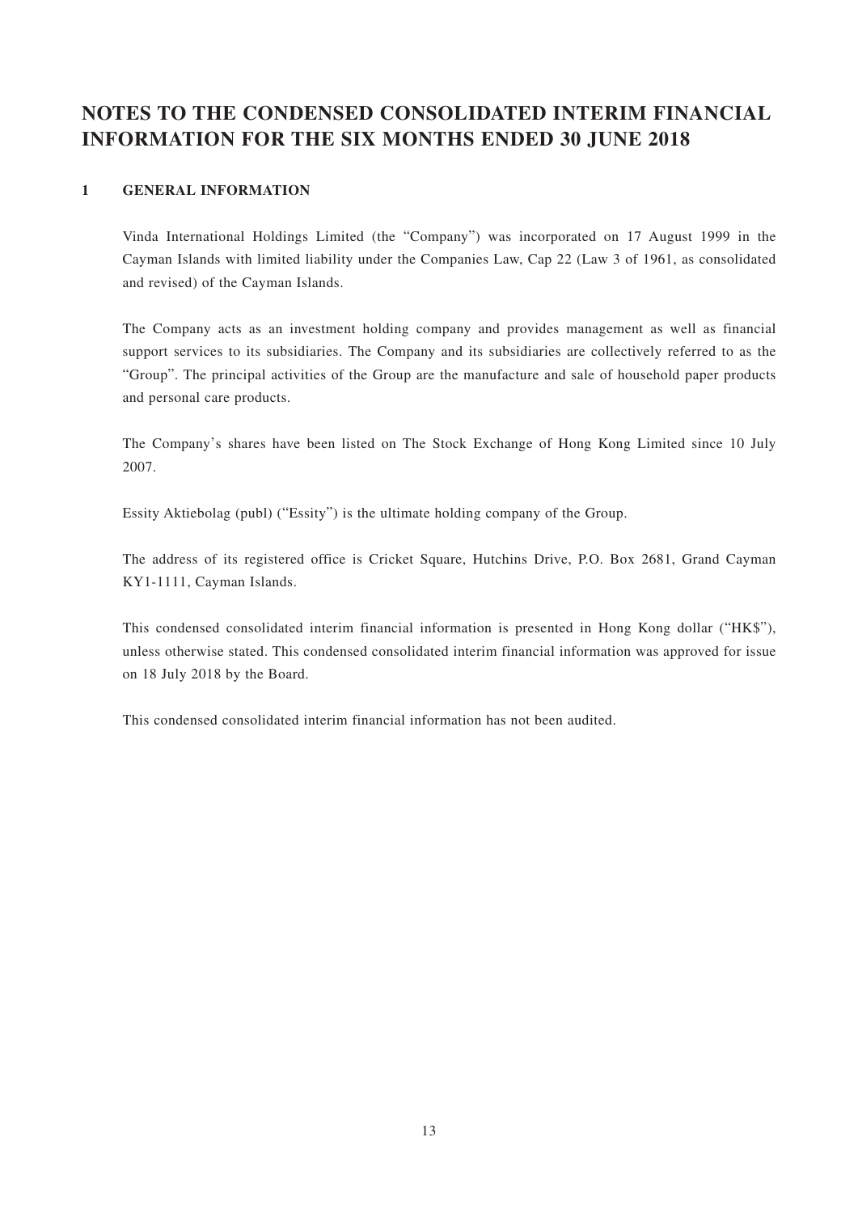# NOTES TO THE CONDENSED CONSOLIDATED INTERIM FINANCIAL INFORMATION FOR THE SIX MONTHS ENDED 30 JUNE 2018

## 1 GENERAL INFORMATION

Vinda International Holdings Limited (the "Company") was incorporated on 17 August 1999 in the Cayman Islands with limited liability under the Companies Law, Cap 22 (Law 3 of 1961, as consolidated and revised) of the Cayman Islands.

The Company acts as an investment holding company and provides management as well as financial support services to its subsidiaries. The Company and its subsidiaries are collectively referred to as the "Group". The principal activities of the Group are the manufacture and sale of household paper products and personal care products.

The Company's shares have been listed on The Stock Exchange of Hong Kong Limited since 10 July 2007.

Essity Aktiebolag (publ) ("Essity") is the ultimate holding company of the Group.

The address of its registered office is Cricket Square, Hutchins Drive, P.O. Box 2681, Grand Cayman KY1-1111, Cayman Islands.

This condensed consolidated interim financial information is presented in Hong Kong dollar ("HK$"), unless otherwise stated. This condensed consolidated interim financial information was approved for issue on 18 July 2018 by the Board.

This condensed consolidated interim financial information has not been audited.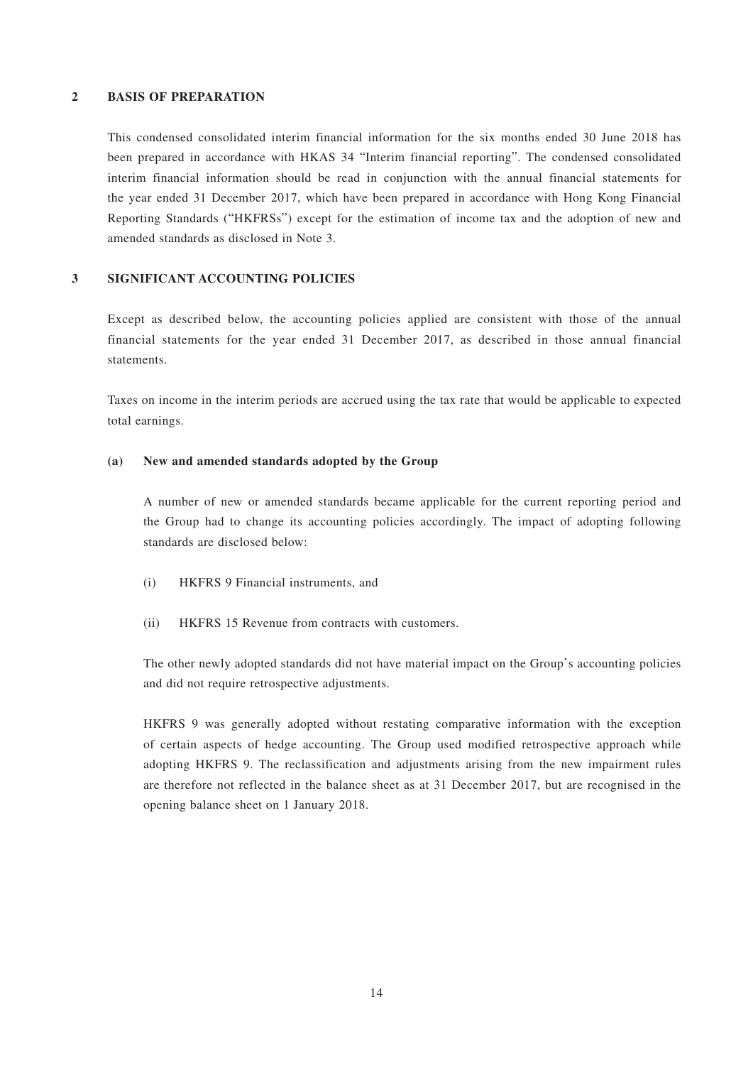## 2 BASIS OF PREPARATION

This condensed consolidated interim financial information for the six months ended 30 June 2018 has been prepared in accordance with HKAS 34 "Interim financial reporting". The condensed consolidated interim financial information should be read in conjunction with the annual financial statements for the year ended 31 December 2017, which have been prepared in accordance with Hong Kong Financial Reporting Standards ("HKFRSs") except for the estimation of income tax and the adoption of new and amended standards as disclosed in Note 3.

## 3 SIGNIFICANT ACCOUNTING POLICIES

Except as described below, the accounting policies applied are consistent with those of the annual financial statements for the year ended 31 December 2017, as described in those annual financial statements.

Taxes on income in the interim periods are accrued using the tax rate that would be applicable to expected total earnings.

### (a) New and amended standards adopted by the Group

A number of new or amended standards became applicable for the current reporting period and the Group had to change its accounting policies accordingly. The impact of adopting following standards are disclosed below:

(i) HKFRS 9 Financial instruments, and

(ii) HKFRS 15 Revenue from contracts with customers.

The other newly adopted standards did not have material impact on the Group's accounting policies and did not require retrospective adjustments.

HKFRS 9 was generally adopted without restating comparative information with the exception of certain aspects of hedge accounting. The Group used modified retrospective approach while adopting HKFRS 9. The reclassification and adjustments arising from the new impairment rules are therefore not reflected in the balance sheet as at 31 December 2017, but are recognised in the opening balance sheet on 1 January 2018.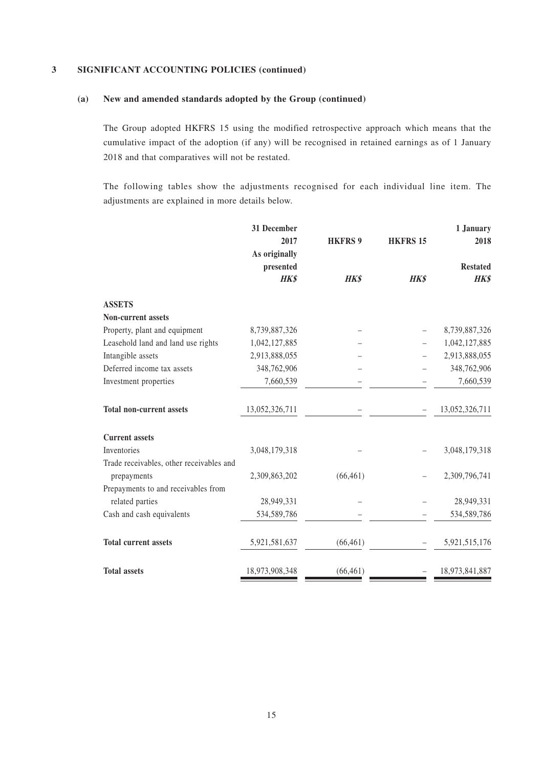## 3 SIGNIFICANT ACCOUNTING POLICIES (continued)

### (a) New and amended standards adopted by the Group (continued)

The Group adopted HKFRS 15 using the modified retrospective approach which means that the cumulative impact of the adoption (if any) will be recognised in retained earnings as of 1 January 2018 and that comparatives will not be restated.

The following tables show the adjustments recognised for each individual line item. The adjustments are explained in more details below.

| | 31 December 2017 As originally presented | HKFRS 9 | HKFRS 15 | 1 January 2018 Restated |
|---|---|---|---|---|
| | *HK$* | *HK$* | *HK$* | *HK$* |
| **ASSETS** | | | | |
| **Non-current assets** | | | | |
| Property, plant and equipment | 8,739,887,326 | – | – | 8,739,887,326 |
| Leasehold land and land use rights | 1,042,127,885 | – | – | 1,042,127,885 |
| Intangible assets | 2,913,888,055 | – | – | 2,913,888,055 |
| Deferred income tax assets | 348,762,906 | – | – | 348,762,906 |
| Investment properties | 7,660,539 | – | – | 7,660,539 |
| **Total non-current assets** | 13,052,326,711 | – | – | 13,052,326,711 |
| **Current assets** | | | | |
| Inventories | 3,048,179,318 | – | – | 3,048,179,318 |
| Trade receivables, other receivables and prepayments | 2,309,863,202 | (66,461) | – | 2,309,796,741 |
| Prepayments to and receivables from related parties | 28,949,331 | – | – | 28,949,331 |
| Cash and cash equivalents | 534,589,786 | – | – | 534,589,786 |
| **Total current assets** | 5,921,581,637 | (66,461) | – | 5,921,515,176 |
| **Total assets** | 18,973,908,348 | (66,461) | – | 18,973,841,887 |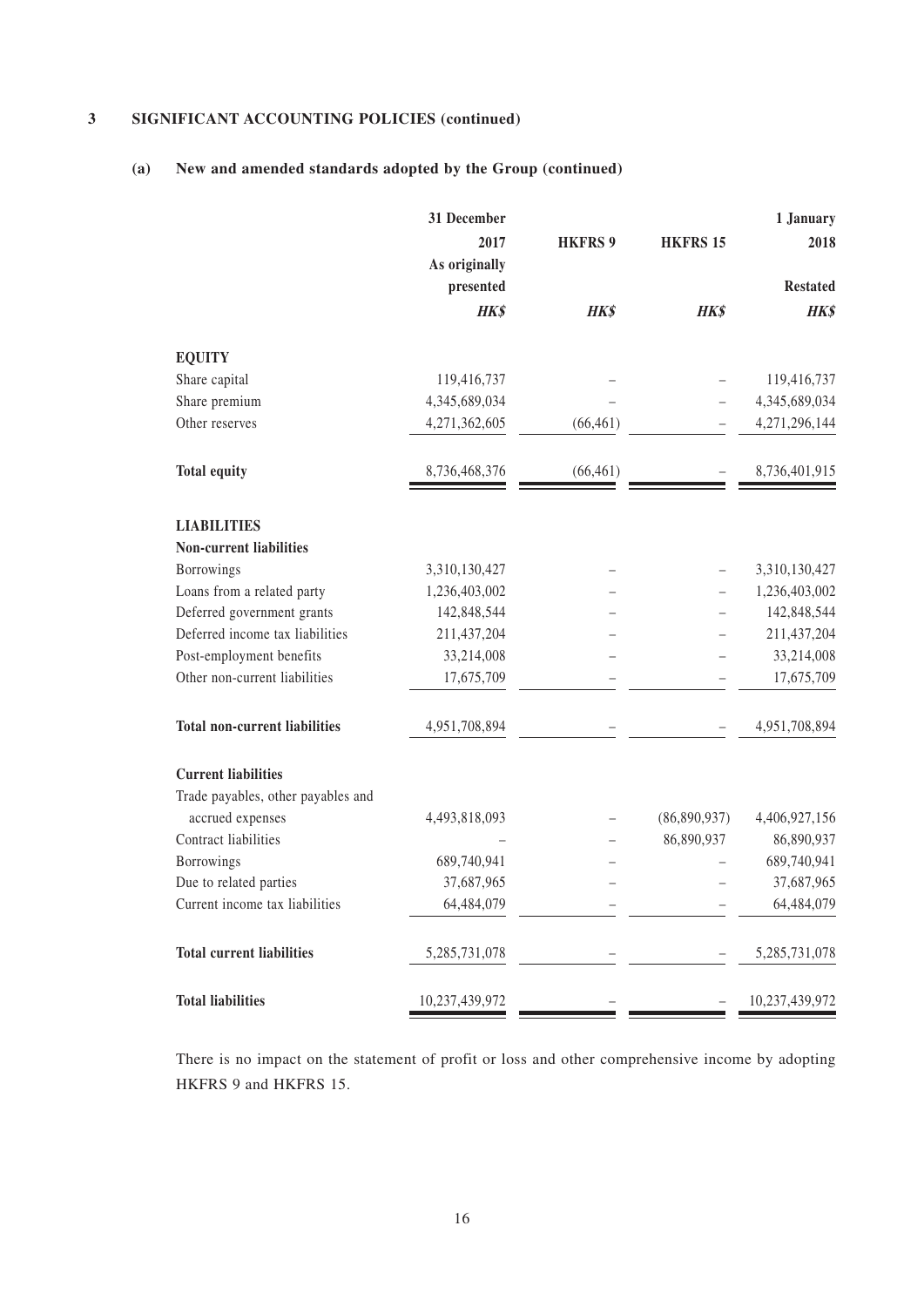## 3 SIGNIFICANT ACCOUNTING POLICIES (continued)

### (a) New and amended standards adopted by the Group (continued)

| | 31 December 2017 As originally presented | HKFRS 9 | HKFRS 15 | 1 January 2018 Restated |
|---|---|---|---|---|
| | ***HK$*** | ***HK$*** | ***HK$*** | ***HK$*** |
| **EQUITY** | | | | |
| Share capital | 119,416,737 | – | – | 119,416,737 |
| Share premium | 4,345,689,034 | – | – | 4,345,689,034 |
| Other reserves | 4,271,362,605 | (66,461) | – | 4,271,296,144 |
| **Total equity** | 8,736,468,376 | (66,461) | – | 8,736,401,915 |
| **LIABILITIES** | | | | |
| **Non-current liabilities** | | | | |
| Borrowings | 3,310,130,427 | – | – | 3,310,130,427 |
| Loans from a related party | 1,236,403,002 | – | – | 1,236,403,002 |
| Deferred government grants | 142,848,544 | – | – | 142,848,544 |
| Deferred income tax liabilities | 211,437,204 | – | – | 211,437,204 |
| Post-employment benefits | 33,214,008 | – | – | 33,214,008 |
| Other non-current liabilities | 17,675,709 | – | – | 17,675,709 |
| **Total non-current liabilities** | 4,951,708,894 | – | – | 4,951,708,894 |
| **Current liabilities** | | | | |
| Trade payables, other payables and accrued expenses | 4,493,818,093 | – | (86,890,937) | 4,406,927,156 |
| Contract liabilities | – | – | 86,890,937 | 86,890,937 |
| Borrowings | 689,740,941 | – | – | 689,740,941 |
| Due to related parties | 37,687,965 | – | – | 37,687,965 |
| Current income tax liabilities | 64,484,079 | – | – | 64,484,079 |
| **Total current liabilities** | 5,285,731,078 | – | – | 5,285,731,078 |
| **Total liabilities** | 10,237,439,972 | – | – | 10,237,439,972 |

There is no impact on the statement of profit or loss and other comprehensive income by adopting HKFRS 9 and HKFRS 15.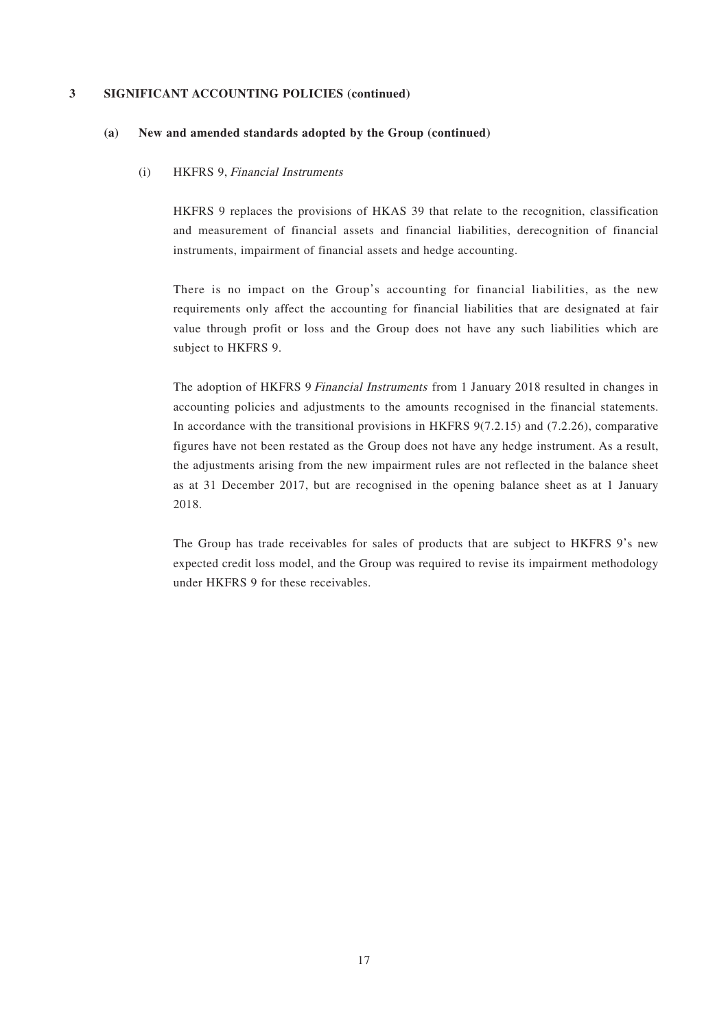# 3 SIGNIFICANT ACCOUNTING POLICIES (continued)

## (a) New and amended standards adopted by the Group (continued)

### (i) HKFRS 9, *Financial Instruments*

HKFRS 9 replaces the provisions of HKAS 39 that relate to the recognition, classification and measurement of financial assets and financial liabilities, derecognition of financial instruments, impairment of financial assets and hedge accounting.

There is no impact on the Group's accounting for financial liabilities, as the new requirements only affect the accounting for financial liabilities that are designated at fair value through profit or loss and the Group does not have any such liabilities which are subject to HKFRS 9.

The adoption of HKFRS 9 *Financial Instruments* from 1 January 2018 resulted in changes in accounting policies and adjustments to the amounts recognised in the financial statements. In accordance with the transitional provisions in HKFRS 9(7.2.15) and (7.2.26), comparative figures have not been restated as the Group does not have any hedge instrument. As a result, the adjustments arising from the new impairment rules are not reflected in the balance sheet as at 31 December 2017, but are recognised in the opening balance sheet as at 1 January 2018.

The Group has trade receivables for sales of products that are subject to HKFRS 9's new expected credit loss model, and the Group was required to revise its impairment methodology under HKFRS 9 for these receivables.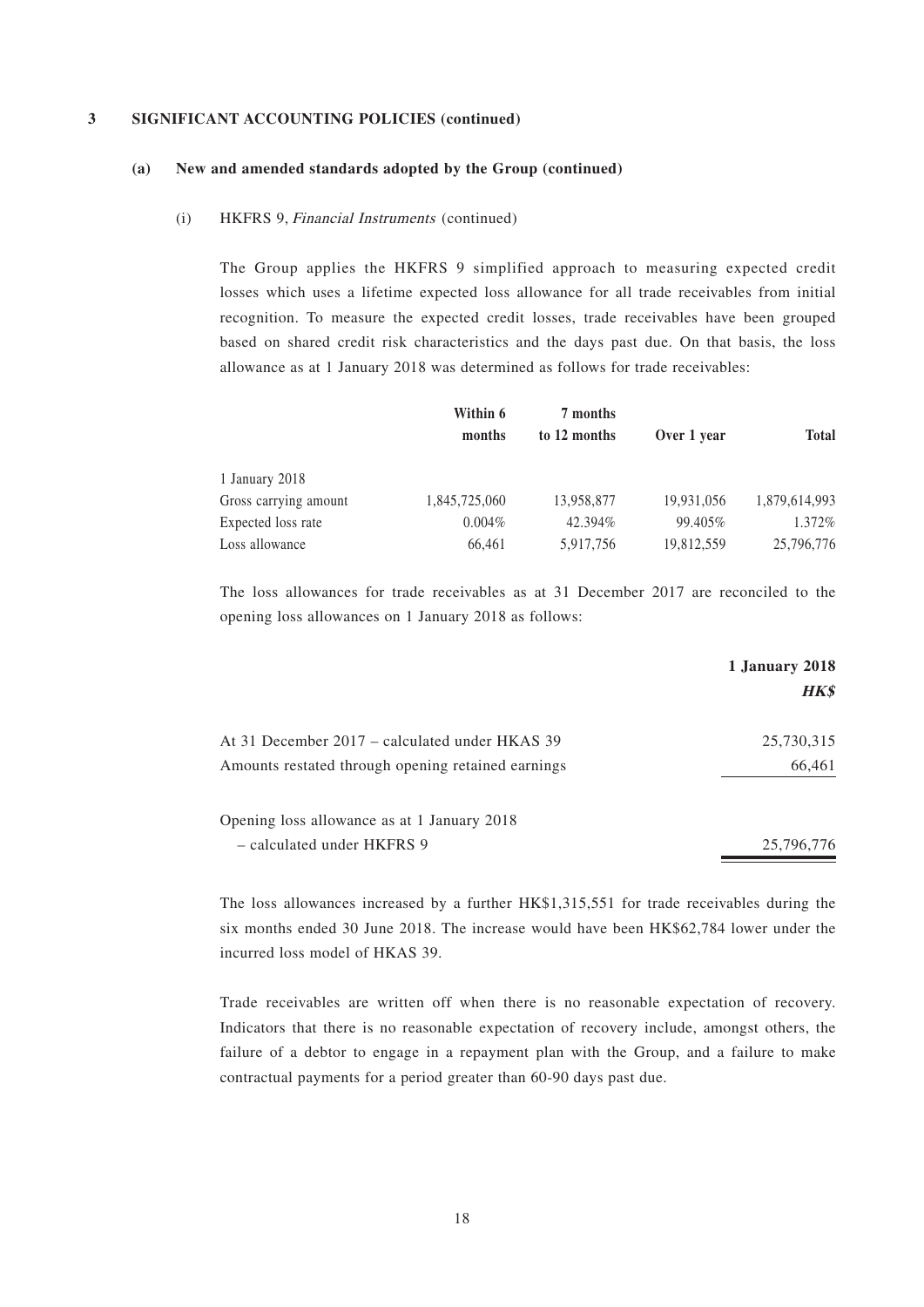## 3 SIGNIFICANT ACCOUNTING POLICIES (continued)

### (a) New and amended standards adopted by the Group (continued)

(i) HKFRS 9, *Financial Instruments* (continued)

The Group applies the HKFRS 9 simplified approach to measuring expected credit losses which uses a lifetime expected loss allowance for all trade receivables from initial recognition. To measure the expected credit losses, trade receivables have been grouped based on shared credit risk characteristics and the days past due. On that basis, the loss allowance as at 1 January 2018 was determined as follows for trade receivables:

| | **Within 6 months** | **7 months to 12 months** | **Over 1 year** | **Total** |
|---|---|---|---|---|
| 1 January 2018 | | | | |
| Gross carrying amount | 1,845,725,060 | 13,958,877 | 19,931,056 | 1,879,614,993 |
| Expected loss rate | 0.004% | 42.394% | 99.405% | 1.372% |
| Loss allowance | 66,461 | 5,917,756 | 19,812,559 | 25,796,776 |

The loss allowances for trade receivables as at 31 December 2017 are reconciled to the opening loss allowances on 1 January 2018 as follows:

| | **1 January 2018** |
|---|---|
| | ***HK$*** |
| At 31 December 2017 – calculated under HKAS 39 | 25,730,315 |
| Amounts restated through opening retained earnings | 66,461 |
| Opening loss allowance as at 1 January 2018 – calculated under HKFRS 9 | 25,796,776 |

The loss allowances increased by a further HK$1,315,551 for trade receivables during the six months ended 30 June 2018. The increase would have been HK$62,784 lower under the incurred loss model of HKAS 39.

Trade receivables are written off when there is no reasonable expectation of recovery. Indicators that there is no reasonable expectation of recovery include, amongst others, the failure of a debtor to engage in a repayment plan with the Group, and a failure to make contractual payments for a period greater than 60-90 days past due.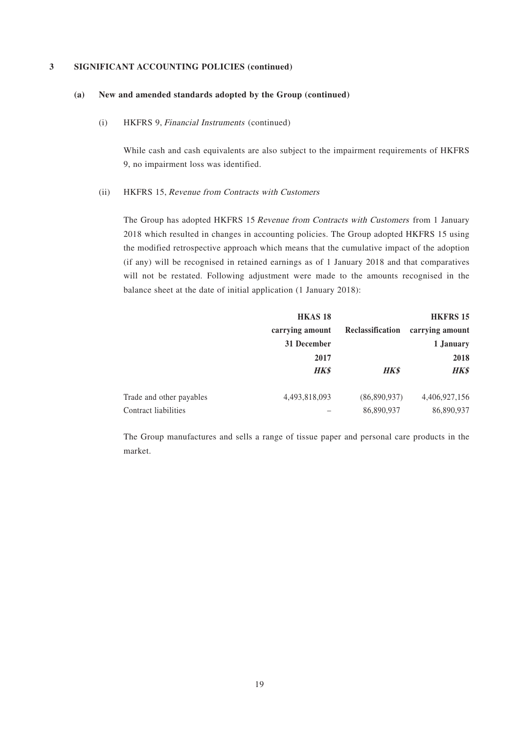## 3 SIGNIFICANT ACCOUNTING POLICIES (continued)

### (a) New and amended standards adopted by the Group (continued)

(i) HKFRS 9, *Financial Instruments* (continued)

While cash and cash equivalents are also subject to the impairment requirements of HKFRS 9, no impairment loss was identified.

(ii) HKFRS 15, *Revenue from Contracts with Customers*

The Group has adopted HKFRS 15 *Revenue from Contracts with Customers* from 1 January 2018 which resulted in changes in accounting policies. The Group adopted HKFRS 15 using the modified retrospective approach which means that the cumulative impact of the adoption (if any) will be recognised in retained earnings as of 1 January 2018 and that comparatives will not be restated. Following adjustment were made to the amounts recognised in the balance sheet at the date of initial application (1 January 2018):

| | HKAS 18 carrying amount 31 December 2017 | Reclassification | HKFRS 15 carrying amount 1 January 2018 |
|---|---|---|---|
| | ***HK$*** | ***HK$*** | ***HK$*** |
| Trade and other payables | 4,493,818,093 | (86,890,937) | 4,406,927,156 |
| Contract liabilities | – | 86,890,937 | 86,890,937 |

The Group manufactures and sells a range of tissue paper and personal care products in the market.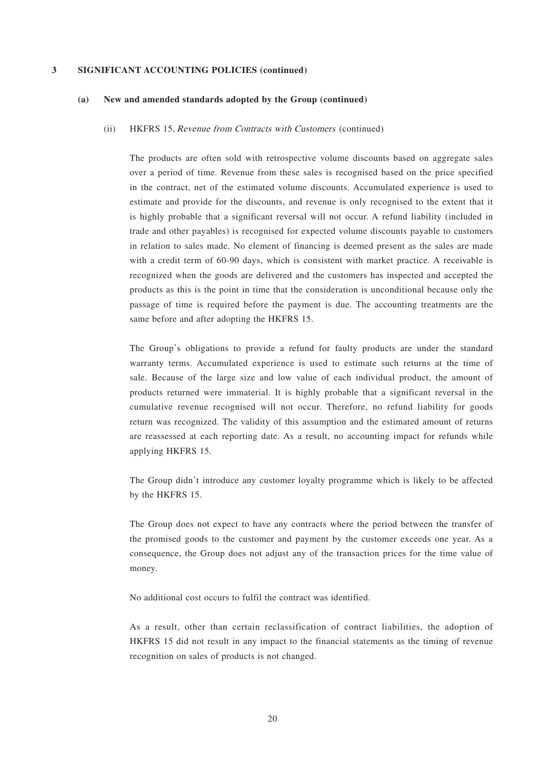### 3 SIGNIFICANT ACCOUNTING POLICIES (continued)

#### (a) New and amended standards adopted by the Group (continued)

(ii) HKFRS 15, *Revenue from Contracts with Customers* (continued)

The products are often sold with retrospective volume discounts based on aggregate sales over a period of time. Revenue from these sales is recognised based on the price specified in the contract, net of the estimated volume discounts. Accumulated experience is used to estimate and provide for the discounts, and revenue is only recognised to the extent that it is highly probable that a significant reversal will not occur. A refund liability (included in trade and other payables) is recognised for expected volume discounts payable to customers in relation to sales made. No element of financing is deemed present as the sales are made with a credit term of 60-90 days, which is consistent with market practice. A receivable is recognized when the goods are delivered and the customers has inspected and accepted the products as this is the point in time that the consideration is unconditional because only the passage of time is required before the payment is due. The accounting treatments are the same before and after adopting the HKFRS 15.

The Group's obligations to provide a refund for faulty products are under the standard warranty terms. Accumulated experience is used to estimate such returns at the time of sale. Because of the large size and low value of each individual product, the amount of products returned were immaterial. It is highly probable that a significant reversal in the cumulative revenue recognised will not occur. Therefore, no refund liability for goods return was recognized. The validity of this assumption and the estimated amount of returns are reassessed at each reporting date. As a result, no accounting impact for refunds while applying HKFRS 15.

The Group didn't introduce any customer loyalty programme which is likely to be affected by the HKFRS 15.

The Group does not expect to have any contracts where the period between the transfer of the promised goods to the customer and payment by the customer exceeds one year. As a consequence, the Group does not adjust any of the transaction prices for the time value of money.

No additional cost occurs to fulfil the contract was identified.

As a result, other than certain reclassification of contract liabilities, the adoption of HKFRS 15 did not result in any impact to the financial statements as the timing of revenue recognition on sales of products is not changed.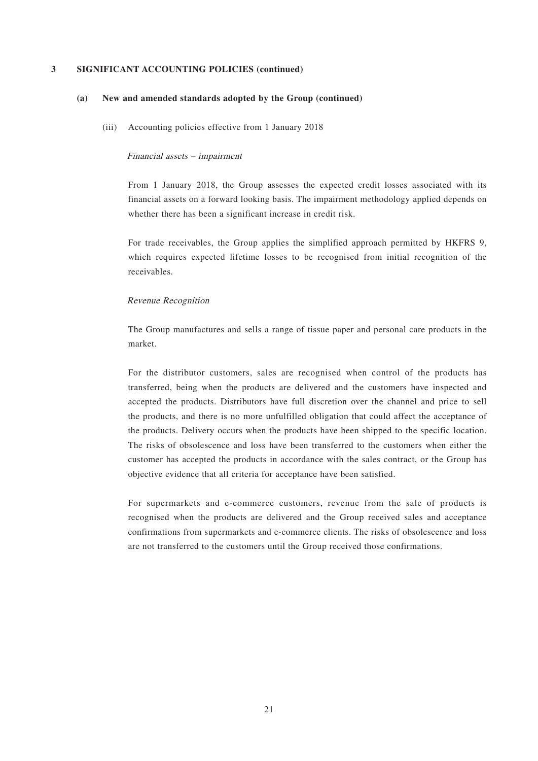### 3 SIGNIFICANT ACCOUNTING POLICIES (continued)

#### (a) New and amended standards adopted by the Group (continued)

(iii) Accounting policies effective from 1 January 2018

*Financial assets – impairment*

From 1 January 2018, the Group assesses the expected credit losses associated with its financial assets on a forward looking basis. The impairment methodology applied depends on whether there has been a significant increase in credit risk.

For trade receivables, the Group applies the simplified approach permitted by HKFRS 9, which requires expected lifetime losses to be recognised from initial recognition of the receivables.

*Revenue Recognition*

The Group manufactures and sells a range of tissue paper and personal care products in the market.

For the distributor customers, sales are recognised when control of the products has transferred, being when the products are delivered and the customers have inspected and accepted the products. Distributors have full discretion over the channel and price to sell the products, and there is no more unfulfilled obligation that could affect the acceptance of the products. Delivery occurs when the products have been shipped to the specific location. The risks of obsolescence and loss have been transferred to the customers when either the customer has accepted the products in accordance with the sales contract, or the Group has objective evidence that all criteria for acceptance have been satisfied.

For supermarkets and e-commerce customers, revenue from the sale of products is recognised when the products are delivered and the Group received sales and acceptance confirmations from supermarkets and e-commerce clients. The risks of obsolescence and loss are not transferred to the customers until the Group received those confirmations.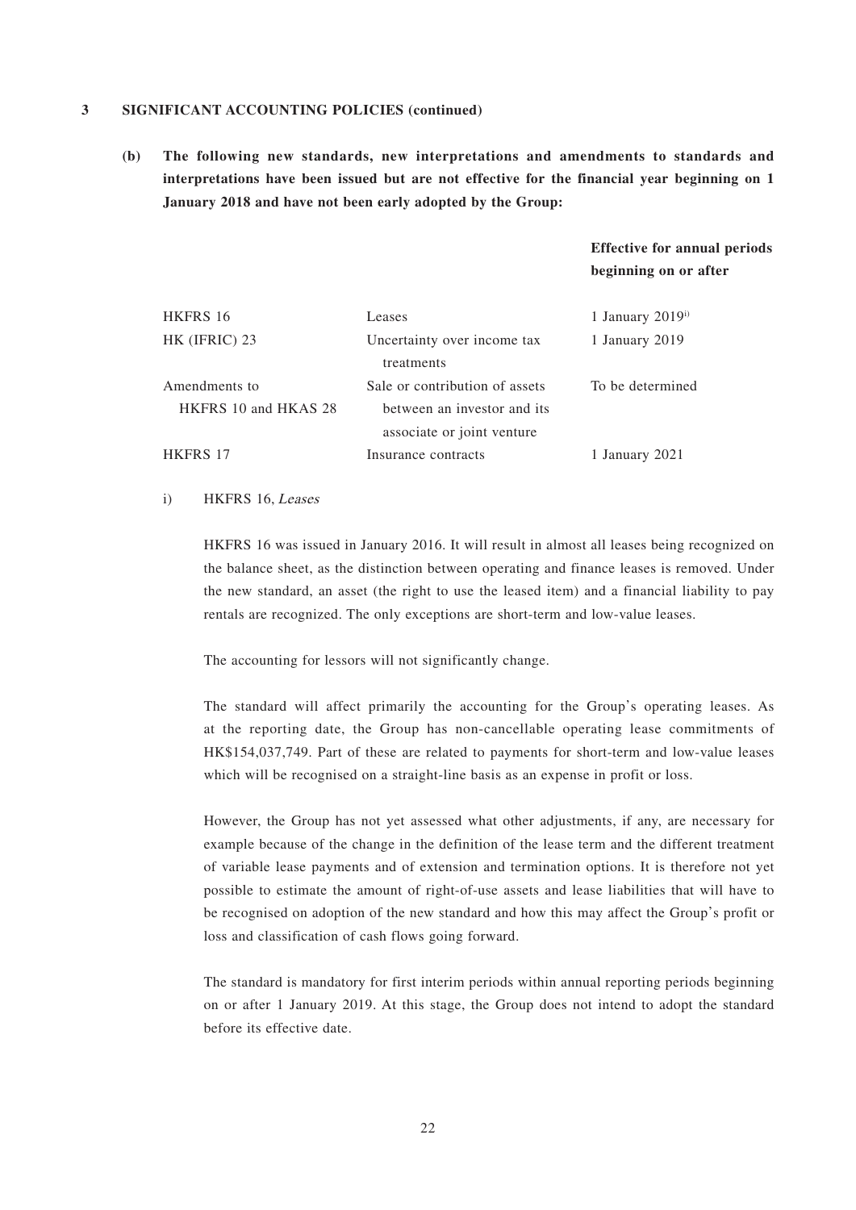## 3 SIGNIFICANT ACCOUNTING POLICIES (continued)

**(b) The following new standards, new interpretations and amendments to standards and interpretations have been issued but are not effective for the financial year beginning on 1 January 2018 and have not been early adopted by the Group:**

| | | Effective for annual periods beginning on or after |
|---|---|---|
| HKFRS 16 | Leases | 1 January 2019[i] |
| HK (IFRIC) 23 | Uncertainty over income tax treatments | 1 January 2019 |
| Amendments to HKFRS 10 and HKAS 28 | Sale or contribution of assets between an investor and its associate or joint venture | To be determined |
| HKFRS 17 | Insurance contracts | 1 January 2021 |

i) HKFRS 16, *Leases*

HKFRS 16 was issued in January 2016. It will result in almost all leases being recognized on the balance sheet, as the distinction between operating and finance leases is removed. Under the new standard, an asset (the right to use the leased item) and a financial liability to pay rentals are recognized. The only exceptions are short-term and low-value leases.

The accounting for lessors will not significantly change.

The standard will affect primarily the accounting for the Group's operating leases. As at the reporting date, the Group has non-cancellable operating lease commitments of HK$154,037,749. Part of these are related to payments for short-term and low-value leases which will be recognised on a straight-line basis as an expense in profit or loss.

However, the Group has not yet assessed what other adjustments, if any, are necessary for example because of the change in the definition of the lease term and the different treatment of variable lease payments and of extension and termination options. It is therefore not yet possible to estimate the amount of right-of-use assets and lease liabilities that will have to be recognised on adoption of the new standard and how this may affect the Group's profit or loss and classification of cash flows going forward.

The standard is mandatory for first interim periods within annual reporting periods beginning on or after 1 January 2019. At this stage, the Group does not intend to adopt the standard before its effective date.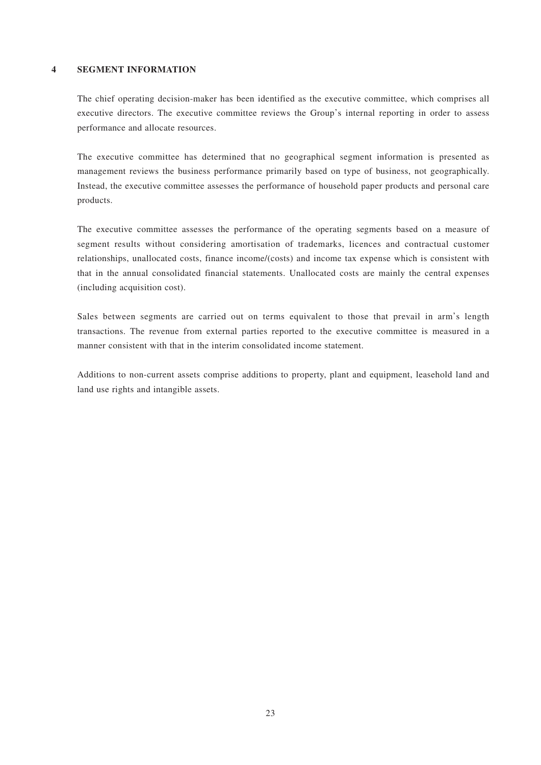## 4 SEGMENT INFORMATION

The chief operating decision-maker has been identified as the executive committee, which comprises all executive directors. The executive committee reviews the Group's internal reporting in order to assess performance and allocate resources.

The executive committee has determined that no geographical segment information is presented as management reviews the business performance primarily based on type of business, not geographically. Instead, the executive committee assesses the performance of household paper products and personal care products.

The executive committee assesses the performance of the operating segments based on a measure of segment results without considering amortisation of trademarks, licences and contractual customer relationships, unallocated costs, finance income/(costs) and income tax expense which is consistent with that in the annual consolidated financial statements. Unallocated costs are mainly the central expenses (including acquisition cost).

Sales between segments are carried out on terms equivalent to those that prevail in arm's length transactions. The revenue from external parties reported to the executive committee is measured in a manner consistent with that in the interim consolidated income statement.

Additions to non-current assets comprise additions to property, plant and equipment, leasehold land and land use rights and intangible assets.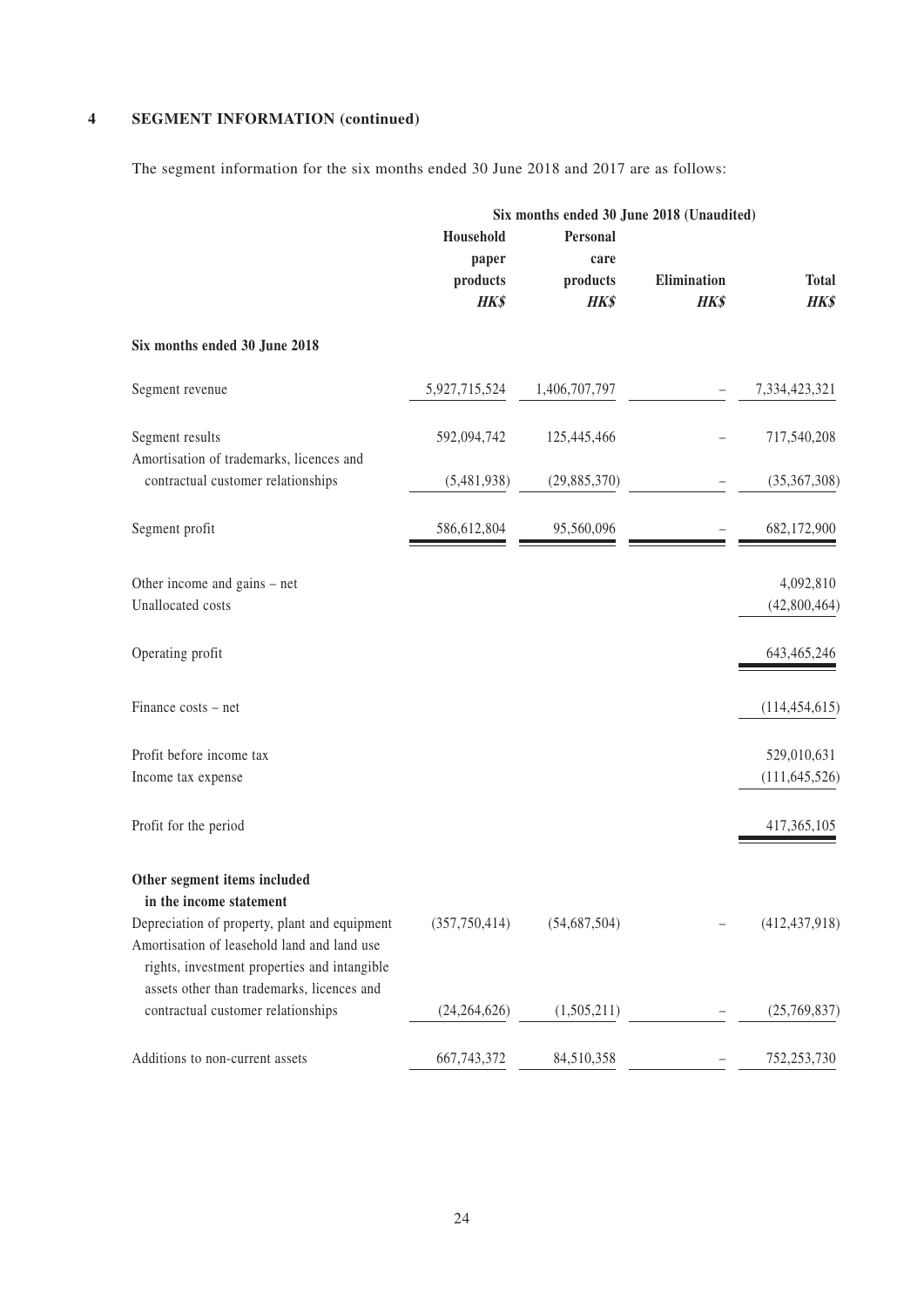## 4 SEGMENT INFORMATION (continued)

The segment information for the six months ended 30 June 2018 and 2017 are as follows:

| | Six months ended 30 June 2018 (Unaudited) | | | |
|---|---|---|---|---|
| | Household paper products | Personal care products | Elimination | Total |
| | ***HK$*** | ***HK$*** | ***HK$*** | ***HK$*** |
| **Six months ended 30 June 2018** | | | | |
| Segment revenue | 5,927,715,524 | 1,406,707,797 | – | 7,334,423,321 |
| Segment results | 592,094,742 | 125,445,466 | – | 717,540,208 |
| Amortisation of trademarks, licences and contractual customer relationships | (5,481,938) | (29,885,370) | – | (35,367,308) |
| Segment profit | 586,612,804 | 95,560,096 | – | 682,172,900 |
| Other income and gains – net | | | | 4,092,810 |
| Unallocated costs | | | | (42,800,464) |
| Operating profit | | | | 643,465,246 |
| Finance costs – net | | | | (114,454,615) |
| Profit before income tax | | | | 529,010,631 |
| Income tax expense | | | | (111,645,526) |
| Profit for the period | | | | 417,365,105 |
| **Other segment items included in the income statement** | | | | |
| Depreciation of property, plant and equipment | (357,750,414) | (54,687,504) | – | (412,437,918) |
| Amortisation of leasehold land and land use rights, investment properties and intangible assets other than trademarks, licences and contractual customer relationships | (24,264,626) | (1,505,211) | – | (25,769,837) |
| Additions to non-current assets | 667,743,372 | 84,510,358 | – | 752,253,730 |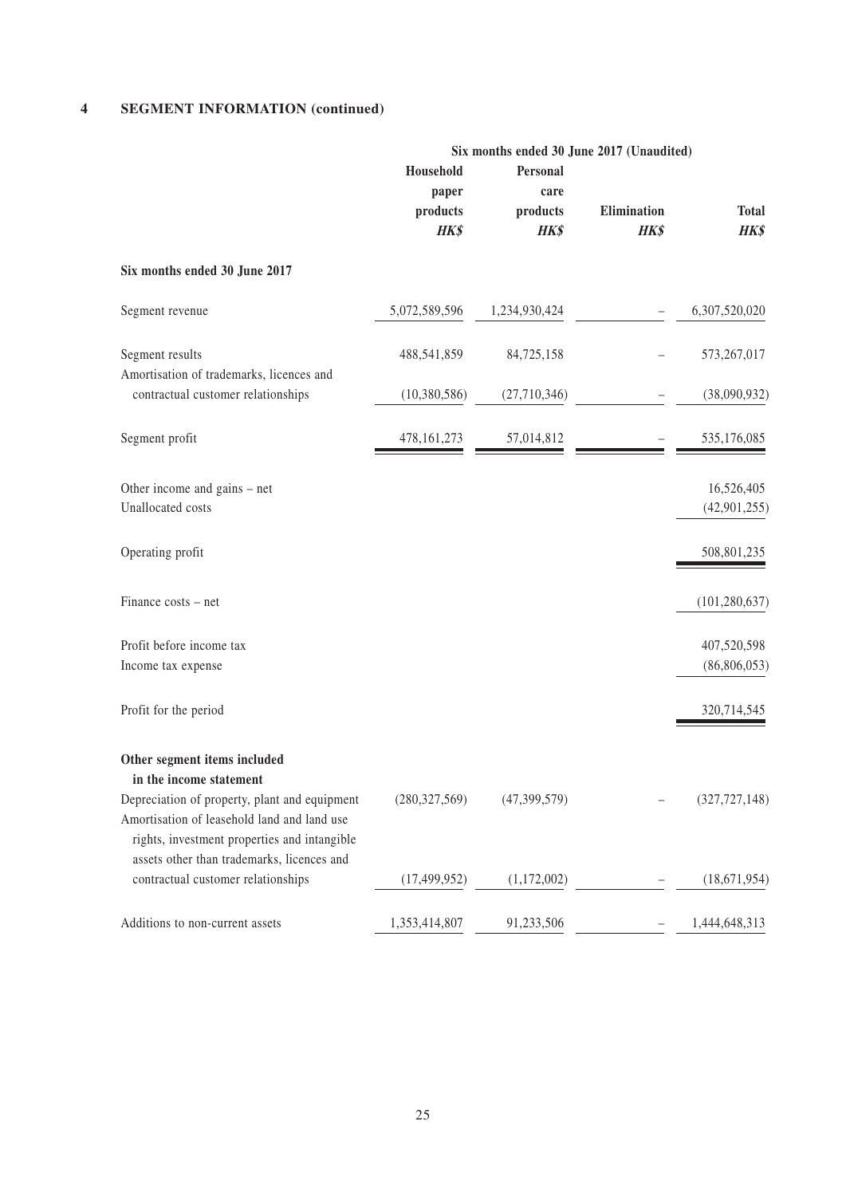## 4 SEGMENT INFORMATION (continued)

| | Six months ended 30 June 2017 (Unaudited) | | | |
|---|---|---|---|---|
| | Household paper products | Personal care products | Elimination | Total |
| | *HK$* | *HK$* | *HK$* | *HK$* |
| **Six months ended 30 June 2017** | | | | |
| Segment revenue | 5,072,589,596 | 1,234,930,424 | – | 6,307,520,020 |
| Segment results | 488,541,859 | 84,725,158 | – | 573,267,017 |
| Amortisation of trademarks, licences and contractual customer relationships | (10,380,586) | (27,710,346) | – | (38,090,932) |
| Segment profit | 478,161,273 | 57,014,812 | – | 535,176,085 |
| Other income and gains – net | | | | 16,526,405 |
| Unallocated costs | | | | (42,901,255) |
| Operating profit | | | | 508,801,235 |
| Finance costs – net | | | | (101,280,637) |
| Profit before income tax | | | | 407,520,598 |
| Income tax expense | | | | (86,806,053) |
| Profit for the period | | | | 320,714,545 |
| **Other segment items included in the income statement** | | | | |
| Depreciation of property, plant and equipment | (280,327,569) | (47,399,579) | – | (327,727,148) |
| Amortisation of leasehold land and land use rights, investment properties and intangible assets other than trademarks, licences and contractual customer relationships | (17,499,952) | (1,172,002) | – | (18,671,954) |
| Additions to non-current assets | 1,353,414,807 | 91,233,506 | – | 1,444,648,313 |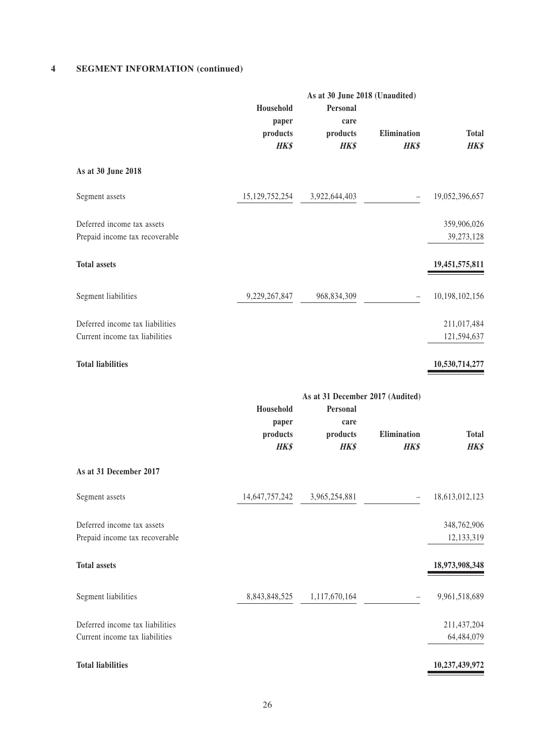## 4 SEGMENT INFORMATION (continued)

| | As at 30 June 2018 (Unaudited) | | | |
|---|---|---|---|---|
| | Household paper products HK$ | Personal care products HK$ | Elimination HK$ | Total HK$ |
| **As at 30 June 2018** | | | | |
| Segment assets | 15,129,752,254 | 3,922,644,403 | – | 19,052,396,657 |
| Deferred income tax assets | | | | 359,906,026 |
| Prepaid income tax recoverable | | | | 39,273,128 |
| **Total assets** | | | | **19,451,575,811** |
| Segment liabilities | 9,229,267,847 | 968,834,309 | – | 10,198,102,156 |
| Deferred income tax liabilities | | | | 211,017,484 |
| Current income tax liabilities | | | | 121,594,637 |
| **Total liabilities** | | | | **10,530,714,277** |

| | As at 31 December 2017 (Audited) | | | |
|---|---|---|---|---|
| | Household paper products HK$ | Personal care products HK$ | Elimination HK$ | Total HK$ |
| **As at 31 December 2017** | | | | |
| Segment assets | 14,647,757,242 | 3,965,254,881 | – | 18,613,012,123 |
| Deferred income tax assets | | | | 348,762,906 |
| Prepaid income tax recoverable | | | | 12,133,319 |
| **Total assets** | | | | **18,973,908,348** |
| Segment liabilities | 8,843,848,525 | 1,117,670,164 | – | 9,961,518,689 |
| Deferred income tax liabilities | | | | 211,437,204 |
| Current income tax liabilities | | | | 64,484,079 |
| **Total liabilities** | | | | **10,237,439,972** |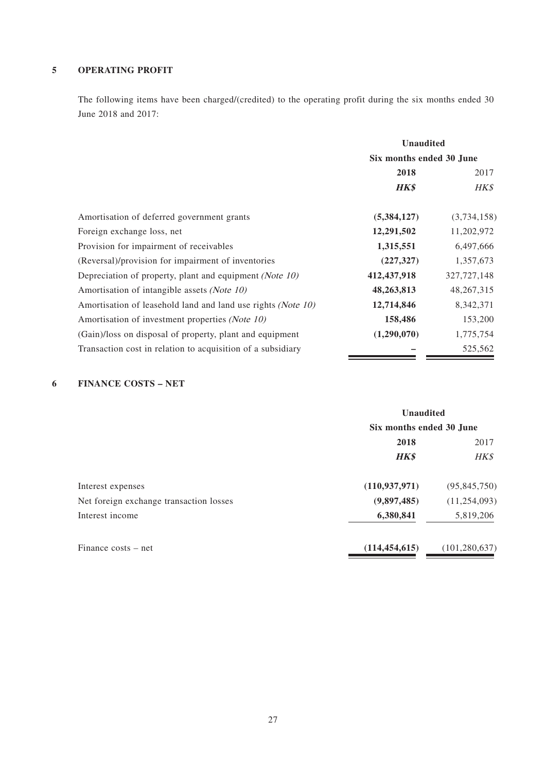## 5 OPERATING PROFIT

The following items have been charged/(credited) to the operating profit during the six months ended 30 June 2018 and 2017:

| | Unaudited | |
|---|---|---|
| | Six months ended 30 June | |
| | **2018** | 2017 |
| | ***HK$*** | *HK$* |
| Amortisation of deferred government grants | **(5,384,127)** | (3,734,158) |
| Foreign exchange loss, net | **12,291,502** | 11,202,972 |
| Provision for impairment of receivables | **1,315,551** | 6,497,666 |
| (Reversal)/provision for impairment of inventories | **(227,327)** | 1,357,673 |
| Depreciation of property, plant and equipment *(Note 10)* | **412,437,918** | 327,727,148 |
| Amortisation of intangible assets *(Note 10)* | **48,263,813** | 48,267,315 |
| Amortisation of leasehold land and land use rights *(Note 10)* | **12,714,846** | 8,342,371 |
| Amortisation of investment properties *(Note 10)* | **158,486** | 153,200 |
| (Gain)/loss on disposal of property, plant and equipment | **(1,290,070)** | 1,775,754 |
| Transaction cost in relation to acquisition of a subsidiary | **–** | 525,562 |

## 6 FINANCE COSTS – NET

| | Unaudited | |
|---|---|---|
| | Six months ended 30 June | |
| | **2018** | 2017 |
| | ***HK$*** | *HK$* |
| Interest expenses | **(110,937,971)** | (95,845,750) |
| Net foreign exchange transaction losses | **(9,897,485)** | (11,254,093) |
| Interest income | **6,380,841** | 5,819,206 |
| Finance costs – net | **(114,454,615)** | (101,280,637) |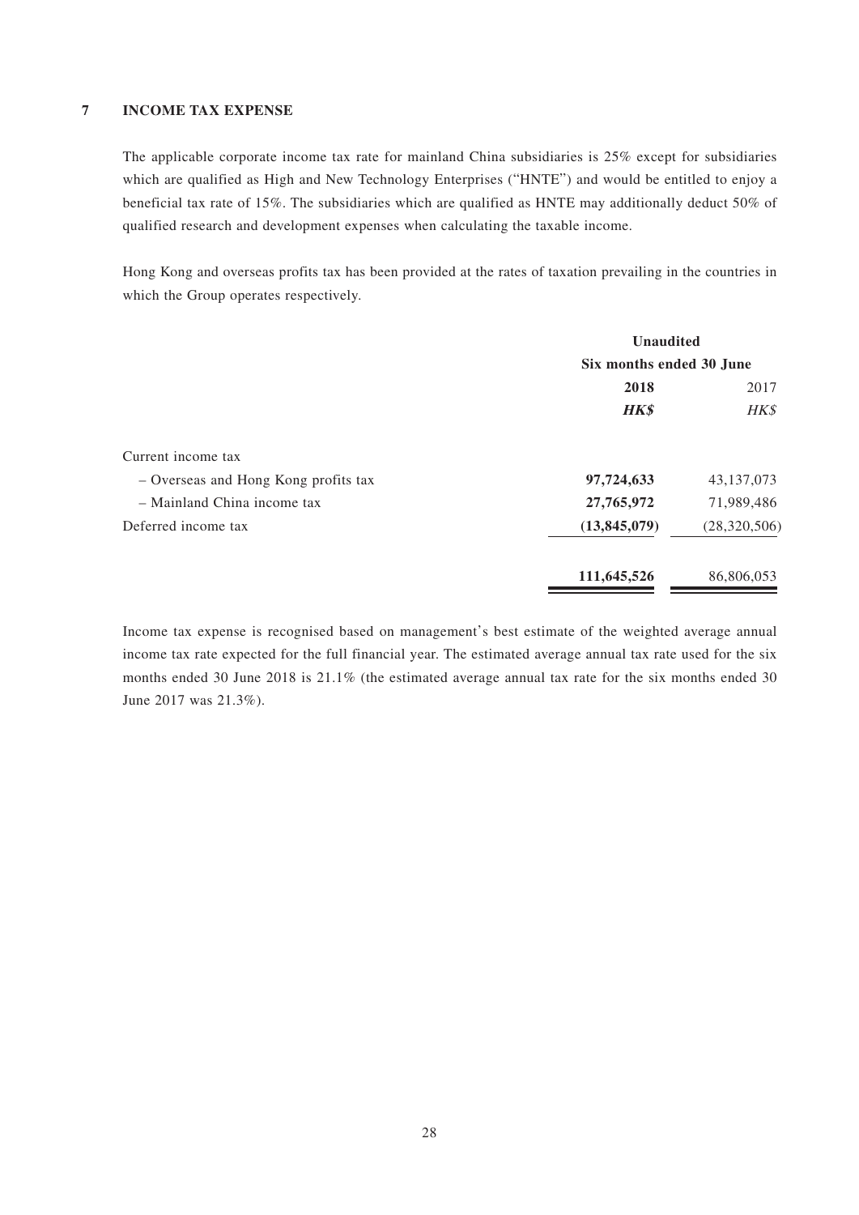## 7 INCOME TAX EXPENSE

The applicable corporate income tax rate for mainland China subsidiaries is 25% except for subsidiaries which are qualified as High and New Technology Enterprises ("HNTE") and would be entitled to enjoy a beneficial tax rate of 15%. The subsidiaries which are qualified as HNTE may additionally deduct 50% of qualified research and development expenses when calculating the taxable income.

Hong Kong and overseas profits tax has been provided at the rates of taxation prevailing in the countries in which the Group operates respectively.

| | Unaudited | |
|---|---|---|
| | Six months ended 30 June | |
| | **2018** | 2017 |
| | ***HK$*** | *HK$* |
| Current income tax | | |
| – Overseas and Hong Kong profits tax | **97,724,633** | 43,137,073 |
| – Mainland China income tax | **27,765,972** | 71,989,486 |
| Deferred income tax | **(13,845,079)** | (28,320,506) |
| | **111,645,526** | 86,806,053 |

Income tax expense is recognised based on management's best estimate of the weighted average annual income tax rate expected for the full financial year. The estimated average annual tax rate used for the six months ended 30 June 2018 is 21.1% (the estimated average annual tax rate for the six months ended 30 June 2017 was 21.3%).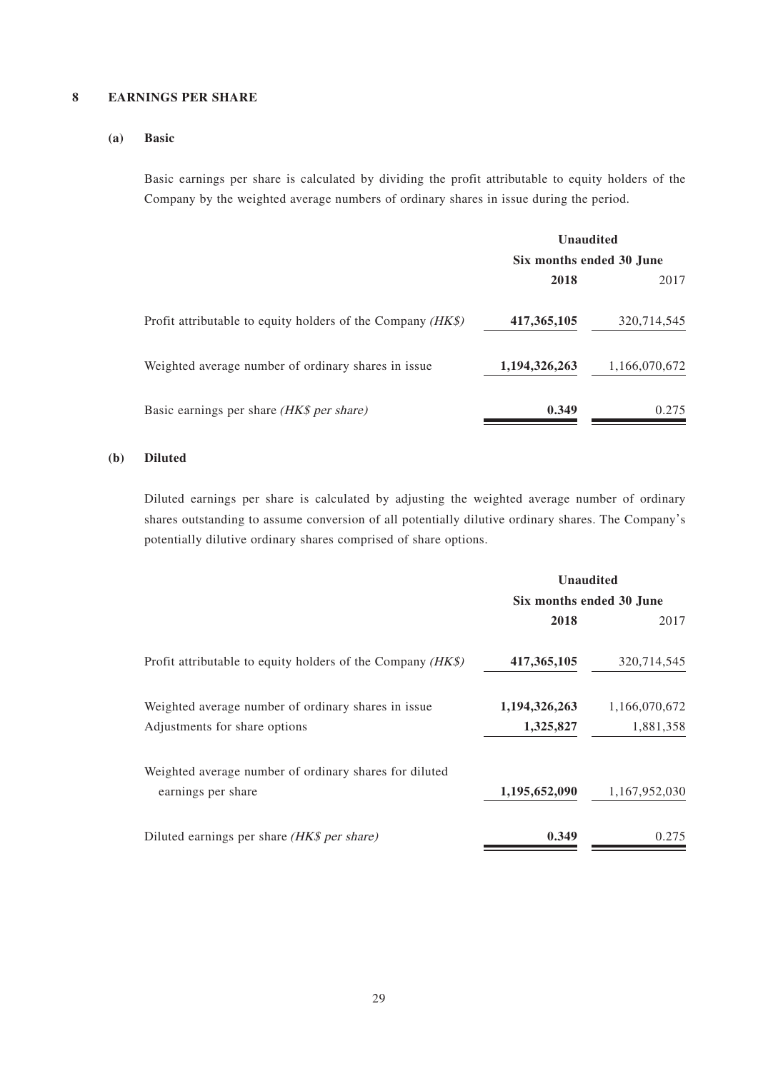## 8 EARNINGS PER SHARE

### (a) Basic

Basic earnings per share is calculated by dividing the profit attributable to equity holders of the Company by the weighted average numbers of ordinary shares in issue during the period.

| | Unaudited | |
|---|---|---|
| | Six months ended 30 June | |
| | **2018** | 2017 |
| Profit attributable to equity holders of the Company *(HK$)* | **417,365,105** | 320,714,545 |
| Weighted average number of ordinary shares in issue | **1,194,326,263** | 1,166,070,672 |
| Basic earnings per share *(HK$ per share)* | **0.349** | 0.275 |

### (b) Diluted

Diluted earnings per share is calculated by adjusting the weighted average number of ordinary shares outstanding to assume conversion of all potentially dilutive ordinary shares. The Company's potentially dilutive ordinary shares comprised of share options.

| | Unaudited | |
|---|---|---|
| | Six months ended 30 June | |
| | **2018** | 2017 |
| Profit attributable to equity holders of the Company *(HK$)* | **417,365,105** | 320,714,545 |
| Weighted average number of ordinary shares in issue | **1,194,326,263** | 1,166,070,672 |
| Adjustments for share options | **1,325,827** | 1,881,358 |
| Weighted average number of ordinary shares for diluted earnings per share | **1,195,652,090** | 1,167,952,030 |
| Diluted earnings per share *(HK$ per share)* | **0.349** | 0.275 |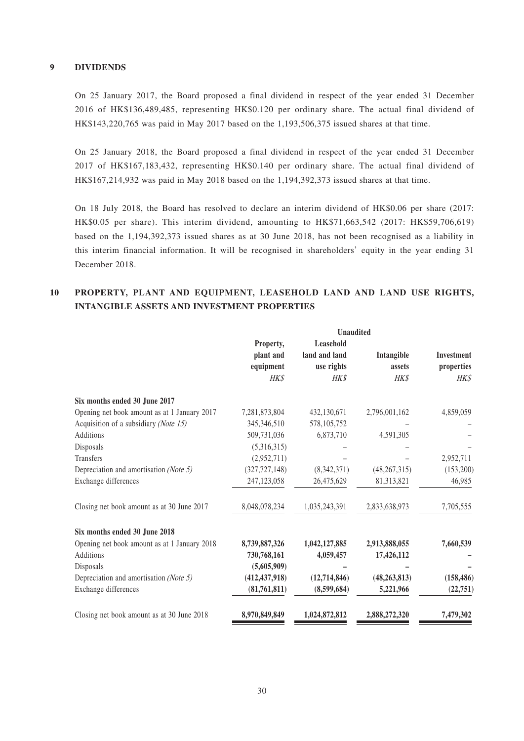## 9 DIVIDENDS

On 25 January 2017, the Board proposed a final dividend in respect of the year ended 31 December 2016 of HK$136,489,485, representing HK$0.120 per ordinary share. The actual final dividend of HK$143,220,765 was paid in May 2017 based on the 1,193,506,375 issued shares at that time.

On 25 January 2018, the Board proposed a final dividend in respect of the year ended 31 December 2017 of HK$167,183,432, representing HK$0.140 per ordinary share. The actual final dividend of HK$167,214,932 was paid in May 2018 based on the 1,194,392,373 issued shares at that time.

On 18 July 2018, the Board has resolved to declare an interim dividend of HK$0.06 per share (2017: HK$0.05 per share). This interim dividend, amounting to HK$71,663,542 (2017: HK$59,706,619) based on the 1,194,392,373 issued shares as at 30 June 2018, has not been recognised as a liability in this interim financial information. It will be recognised in shareholders' equity in the year ending 31 December 2018.

## 10 PROPERTY, PLANT AND EQUIPMENT, LEASEHOLD LAND AND LAND USE RIGHTS, INTANGIBLE ASSETS AND INVESTMENT PROPERTIES

| | Unaudited | | | |
|---|---|---|---|---|
| | Property, plant and equipment | Leasehold land and land use rights | Intangible assets | Investment properties |
| | *HK$* | *HK$* | *HK$* | *HK$* |
| **Six months ended 30 June 2017** | | | | |
| Opening net book amount as at 1 January 2017 | 7,281,873,804 | 432,130,671 | 2,796,001,162 | 4,859,059 |
| Acquisition of a subsidiary *(Note 15)* | 345,346,510 | 578,105,752 | – | – |
| Additions | 509,731,036 | 6,873,710 | 4,591,305 | – |
| Disposals | (5,316,315) | – | – | – |
| Transfers | (2,952,711) | – | – | 2,952,711 |
| Depreciation and amortisation *(Note 5)* | (327,727,148) | (8,342,371) | (48,267,315) | (153,200) |
| Exchange differences | 247,123,058 | 26,475,629 | 81,313,821 | 46,985 |
| Closing net book amount as at 30 June 2017 | 8,048,078,234 | 1,035,243,391 | 2,833,638,973 | 7,705,555 |
| **Six months ended 30 June 2018** | | | | |
| Opening net book amount as at 1 January 2018 | **8,739,887,326** | **1,042,127,885** | **2,913,888,055** | **7,660,539** |
| Additions | **730,768,161** | **4,059,457** | **17,426,112** | **–** |
| Disposals | **(5,605,909)** | **–** | **–** | **–** |
| Depreciation and amortisation *(Note 5)* | **(412,437,918)** | **(12,714,846)** | **(48,263,813)** | **(158,486)** |
| Exchange differences | **(81,761,811)** | **(8,599,684)** | **5,221,966** | **(22,751)** |
| Closing net book amount as at 30 June 2018 | **8,970,849,849** | **1,024,872,812** | **2,888,272,320** | **7,479,302** |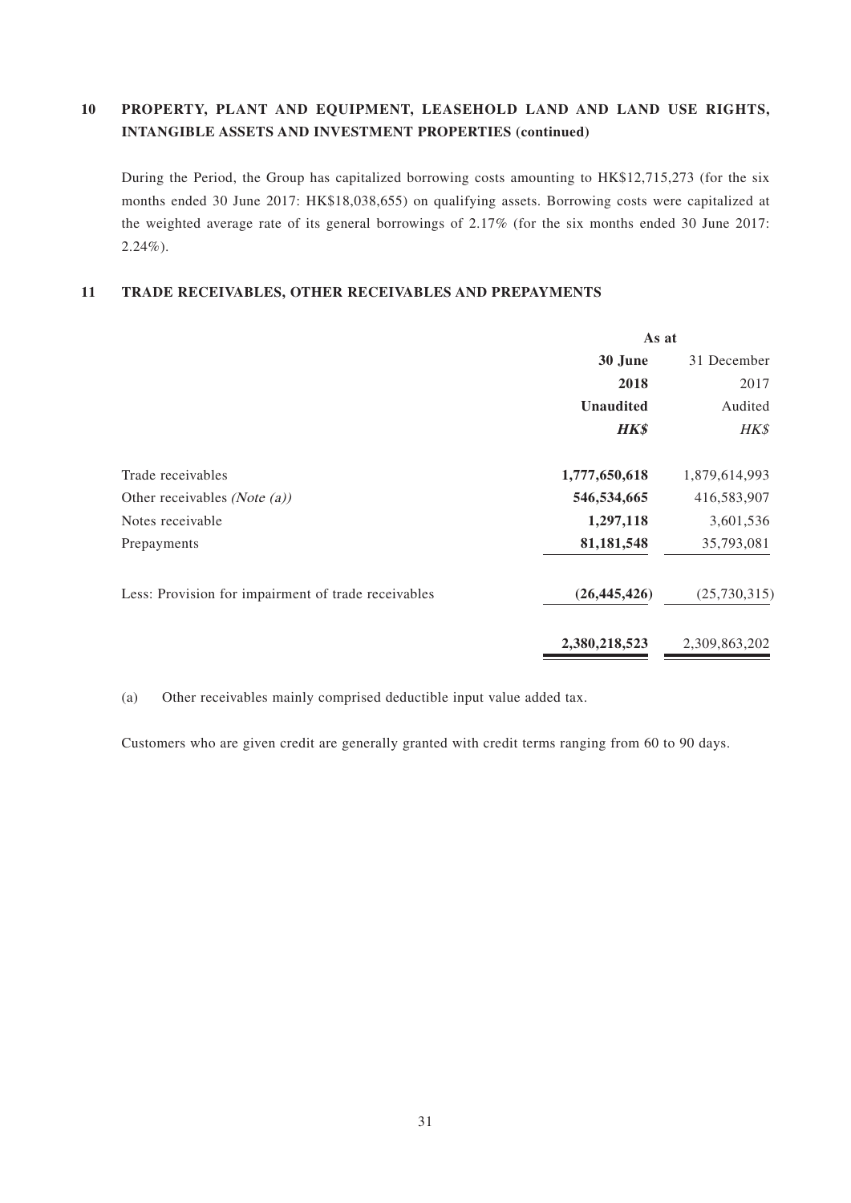## 10 PROPERTY, PLANT AND EQUIPMENT, LEASEHOLD LAND AND LAND USE RIGHTS, INTANGIBLE ASSETS AND INVESTMENT PROPERTIES (continued)

During the Period, the Group has capitalized borrowing costs amounting to HK$12,715,273 (for the six months ended 30 June 2017: HK$18,038,655) on qualifying assets. Borrowing costs were capitalized at the weighted average rate of its general borrowings of 2.17% (for the six months ended 30 June 2017: 2.24%).

## 11 TRADE RECEIVABLES, OTHER RECEIVABLES AND PREPAYMENTS

| | As at | |
|---|---|---|
| | **30 June 2018** | 31 December 2017 |
| | **Unaudited** | Audited |
| | ***HK$*** | *HK$* |
| Trade receivables | **1,777,650,618** | 1,879,614,993 |
| Other receivables *(Note (a))* | **546,534,665** | 416,583,907 |
| Notes receivable | **1,297,118** | 3,601,536 |
| Prepayments | **81,181,548** | 35,793,081 |
| Less: Provision for impairment of trade receivables | **(26,445,426)** | (25,730,315) |
| | **2,380,218,523** | 2,309,863,202 |

(a) Other receivables mainly comprised deductible input value added tax.

Customers who are given credit are generally granted with credit terms ranging from 60 to 90 days.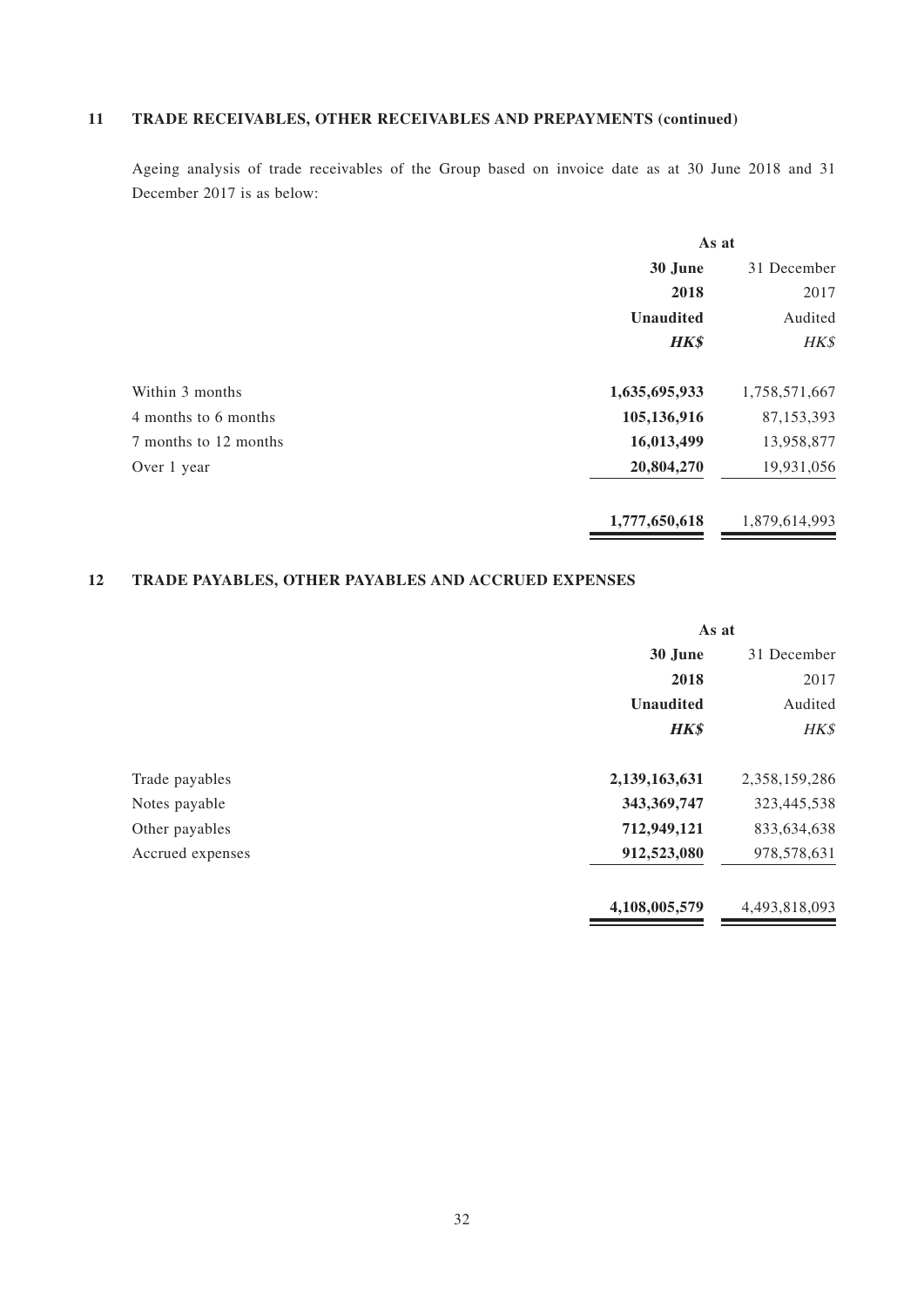## 11 TRADE RECEIVABLES, OTHER RECEIVABLES AND PREPAYMENTS (continued)

Ageing analysis of trade receivables of the Group based on invoice date as at 30 June 2018 and 31 December 2017 is as below:

| | As at | |
|---|---|---|
| | **30 June** | 31 December |
| | **2018** | 2017 |
| | **Unaudited** | Audited |
| | ***HK$*** | *HK$* |
| Within 3 months | **1,635,695,933** | 1,758,571,667 |
| 4 months to 6 months | **105,136,916** | 87,153,393 |
| 7 months to 12 months | **16,013,499** | 13,958,877 |
| Over 1 year | **20,804,270** | 19,931,056 |
| | **1,777,650,618** | 1,879,614,993 |

## 12 TRADE PAYABLES, OTHER PAYABLES AND ACCRUED EXPENSES

| | As at | |
|---|---|---|
| | **30 June** | 31 December |
| | **2018** | 2017 |
| | **Unaudited** | Audited |
| | ***HK$*** | *HK$* |
| Trade payables | **2,139,163,631** | 2,358,159,286 |
| Notes payable | **343,369,747** | 323,445,538 |
| Other payables | **712,949,121** | 833,634,638 |
| Accrued expenses | **912,523,080** | 978,578,631 |
| | **4,108,005,579** | 4,493,818,093 |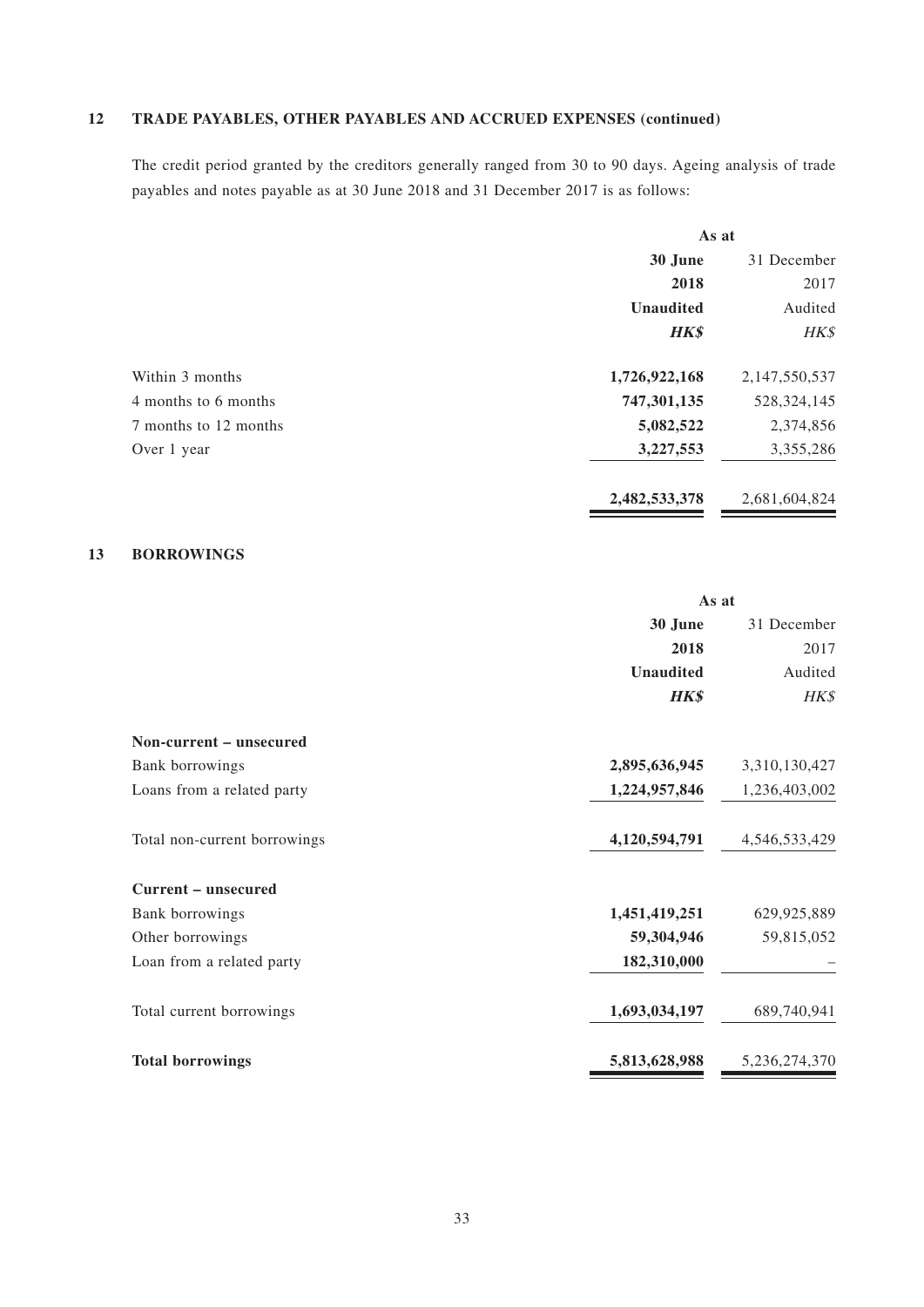## 12 TRADE PAYABLES, OTHER PAYABLES AND ACCRUED EXPENSES (continued)

The credit period granted by the creditors generally ranged from 30 to 90 days. Ageing analysis of trade payables and notes payable as at 30 June 2018 and 31 December 2017 is as follows:

| | As at | |
|---|---|---|
| | **30 June 2018** | 31 December 2017 |
| | **Unaudited** | Audited |
| | ***HK$*** | *HK$* |
| Within 3 months | **1,726,922,168** | 2,147,550,537 |
| 4 months to 6 months | **747,301,135** | 528,324,145 |
| 7 months to 12 months | **5,082,522** | 2,374,856 |
| Over 1 year | **3,227,553** | 3,355,286 |
| | **2,482,533,378** | 2,681,604,824 |

## 13 BORROWINGS

| | As at | |
|---|---|---|
| | **30 June 2018** | 31 December 2017 |
| | **Unaudited** | Audited |
| | ***HK$*** | *HK$* |
| **Non-current – unsecured** | | |
| Bank borrowings | **2,895,636,945** | 3,310,130,427 |
| Loans from a related party | **1,224,957,846** | 1,236,403,002 |
| Total non-current borrowings | **4,120,594,791** | 4,546,533,429 |
| **Current – unsecured** | | |
| Bank borrowings | **1,451,419,251** | 629,925,889 |
| Other borrowings | **59,304,946** | 59,815,052 |
| Loan from a related party | **182,310,000** | – |
| Total current borrowings | **1,693,034,197** | 689,740,941 |
| **Total borrowings** | **5,813,628,988** | 5,236,274,370 |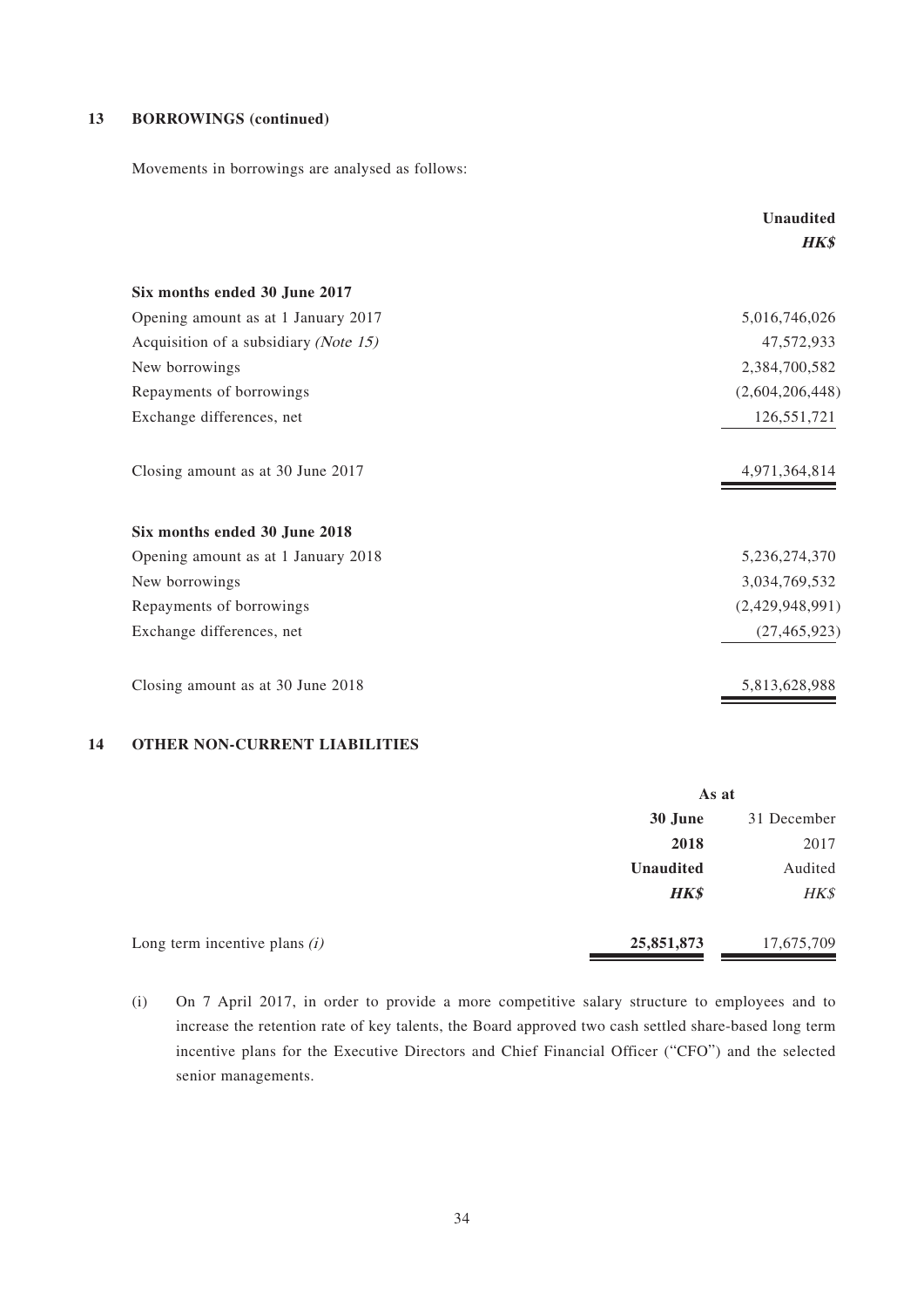## 13 BORROWINGS (continued)

Movements in borrowings are analysed as follows:

| | **Unaudited** |
|---|---|
| | ***HK$*** |
| **Six months ended 30 June 2017** | |
| Opening amount as at 1 January 2017 | 5,016,746,026 |
| Acquisition of a subsidiary *(Note 15)* | 47,572,933 |
| New borrowings | 2,384,700,582 |
| Repayments of borrowings | (2,604,206,448) |
| Exchange differences, net | 126,551,721 |
| Closing amount as at 30 June 2017 | 4,971,364,814 |
| **Six months ended 30 June 2018** | |
| Opening amount as at 1 January 2018 | 5,236,274,370 |
| New borrowings | 3,034,769,532 |
| Repayments of borrowings | (2,429,948,991) |
| Exchange differences, net | (27,465,923) |
| Closing amount as at 30 June 2018 | 5,813,628,988 |

## 14 OTHER NON-CURRENT LIABILITIES

| | As at | |
|---|---|---|
| | **30 June** | 31 December |
| | **2018** | 2017 |
| | **Unaudited** | Audited |
| | ***HK$*** | *HK$* |
| Long term incentive plans *(i)* | **25,851,873** | 17,675,709 |

(i) On 7 April 2017, in order to provide a more competitive salary structure to employees and to increase the retention rate of key talents, the Board approved two cash settled share-based long term incentive plans for the Executive Directors and Chief Financial Officer ("CFO") and the selected senior managements.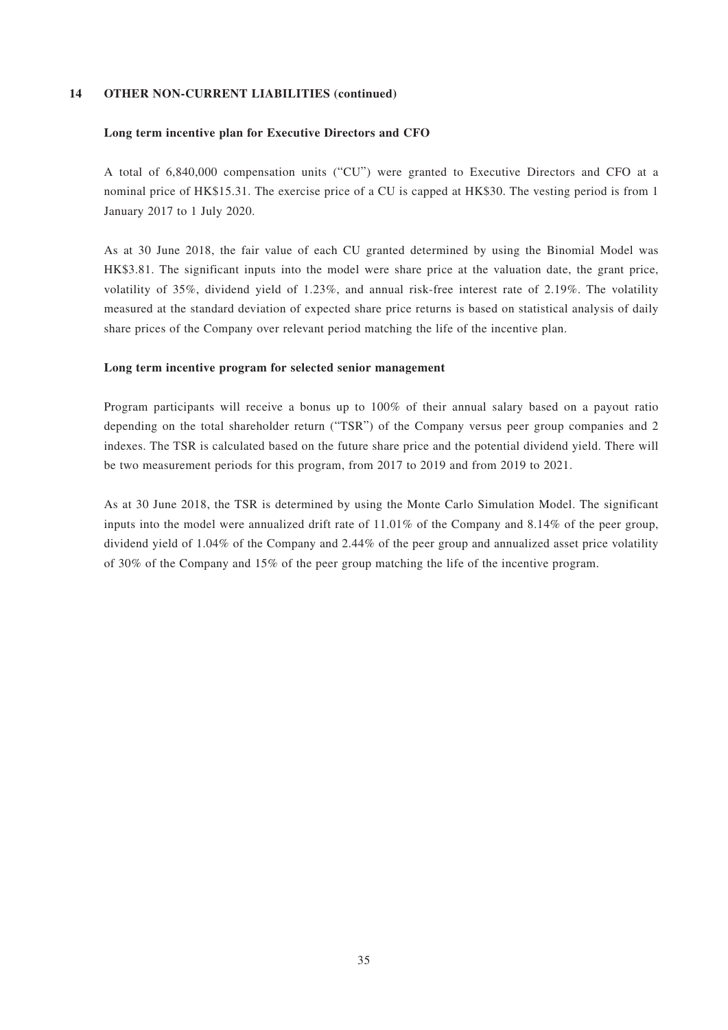## 14 OTHER NON-CURRENT LIABILITIES (continued)

### Long term incentive plan for Executive Directors and CFO

A total of 6,840,000 compensation units ("CU") were granted to Executive Directors and CFO at a nominal price of HK$15.31. The exercise price of a CU is capped at HK$30. The vesting period is from 1 January 2017 to 1 July 2020.

As at 30 June 2018, the fair value of each CU granted determined by using the Binomial Model was HK$3.81. The significant inputs into the model were share price at the valuation date, the grant price, volatility of 35%, dividend yield of 1.23%, and annual risk-free interest rate of 2.19%. The volatility measured at the standard deviation of expected share price returns is based on statistical analysis of daily share prices of the Company over relevant period matching the life of the incentive plan.

### Long term incentive program for selected senior management

Program participants will receive a bonus up to 100% of their annual salary based on a payout ratio depending on the total shareholder return ("TSR") of the Company versus peer group companies and 2 indexes. The TSR is calculated based on the future share price and the potential dividend yield. There will be two measurement periods for this program, from 2017 to 2019 and from 2019 to 2021.

As at 30 June 2018, the TSR is determined by using the Monte Carlo Simulation Model. The significant inputs into the model were annualized drift rate of 11.01% of the Company and 8.14% of the peer group, dividend yield of 1.04% of the Company and 2.44% of the peer group and annualized asset price volatility of 30% of the Company and 15% of the peer group matching the life of the incentive program.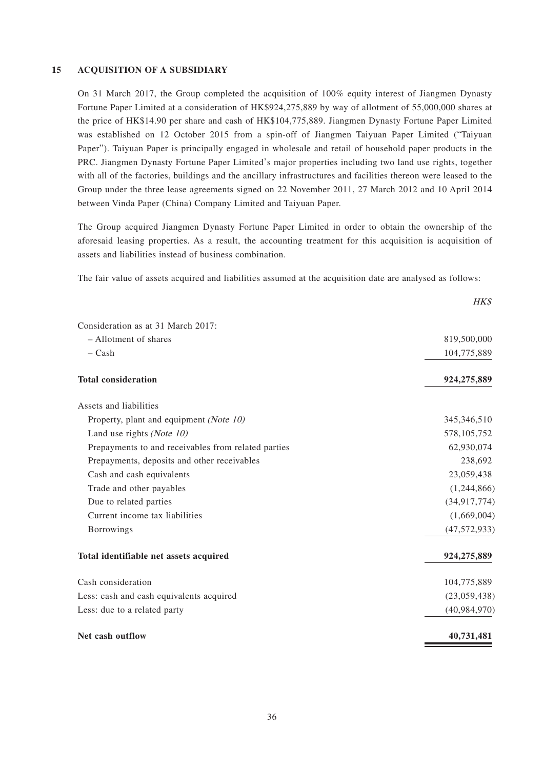## 15 ACQUISITION OF A SUBSIDIARY

On 31 March 2017, the Group completed the acquisition of 100% equity interest of Jiangmen Dynasty Fortune Paper Limited at a consideration of HK$924,275,889 by way of allotment of 55,000,000 shares at the price of HK$14.90 per share and cash of HK$104,775,889. Jiangmen Dynasty Fortune Paper Limited was established on 12 October 2015 from a spin-off of Jiangmen Taiyuan Paper Limited ("Taiyuan Paper"). Taiyuan Paper is principally engaged in wholesale and retail of household paper products in the PRC. Jiangmen Dynasty Fortune Paper Limited's major properties including two land use rights, together with all of the factories, buildings and the ancillary infrastructures and facilities thereon were leased to the Group under the three lease agreements signed on 22 November 2011, 27 March 2012 and 10 April 2014 between Vinda Paper (China) Company Limited and Taiyuan Paper.

The Group acquired Jiangmen Dynasty Fortune Paper Limited in order to obtain the ownership of the aforesaid leasing properties. As a result, the accounting treatment for this acquisition is acquisition of assets and liabilities instead of business combination.

The fair value of assets acquired and liabilities assumed at the acquisition date are analysed as follows:

| | *HK$* |
|---|---:|
| Consideration as at 31 March 2017: | |
| – Allotment of shares | 819,500,000 |
| – Cash | 104,775,889 |
| **Total consideration** | **924,275,889** |
| Assets and liabilities | |
| Property, plant and equipment *(Note 10)* | 345,346,510 |
| Land use rights *(Note 10)* | 578,105,752 |
| Prepayments to and receivables from related parties | 62,930,074 |
| Prepayments, deposits and other receivables | 238,692 |
| Cash and cash equivalents | 23,059,438 |
| Trade and other payables | (1,244,866) |
| Due to related parties | (34,917,774) |
| Current income tax liabilities | (1,669,004) |
| Borrowings | (47,572,933) |
| **Total identifiable net assets acquired** | **924,275,889** |
| Cash consideration | 104,775,889 |
| Less: cash and cash equivalents acquired | (23,059,438) |
| Less: due to a related party | (40,984,970) |
| **Net cash outflow** | **40,731,481** |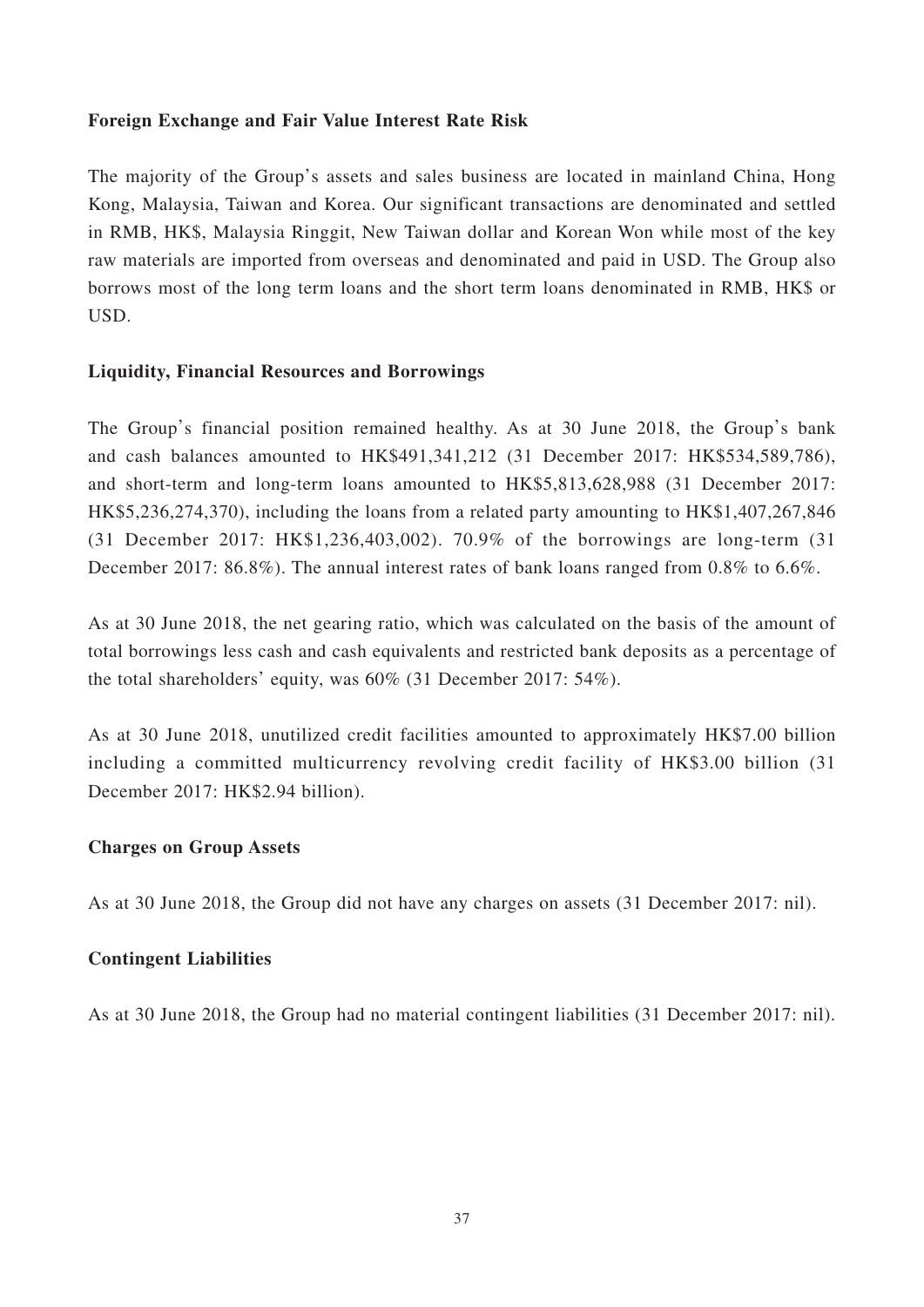**Foreign Exchange and Fair Value Interest Rate Risk**

The majority of the Group's assets and sales business are located in mainland China, Hong Kong, Malaysia, Taiwan and Korea. Our significant transactions are denominated and settled in RMB, HK$, Malaysia Ringgit, New Taiwan dollar and Korean Won while most of the key raw materials are imported from overseas and denominated and paid in USD. The Group also borrows most of the long term loans and the short term loans denominated in RMB, HK$ or USD.

**Liquidity, Financial Resources and Borrowings**

The Group's financial position remained healthy. As at 30 June 2018, the Group's bank and cash balances amounted to HK$491,341,212 (31 December 2017: HK$534,589,786), and short-term and long-term loans amounted to HK$5,813,628,988 (31 December 2017: HK$5,236,274,370), including the loans from a related party amounting to HK$1,407,267,846 (31 December 2017: HK$1,236,403,002). 70.9% of the borrowings are long-term (31 December 2017: 86.8%). The annual interest rates of bank loans ranged from 0.8% to 6.6%.

As at 30 June 2018, the net gearing ratio, which was calculated on the basis of the amount of total borrowings less cash and cash equivalents and restricted bank deposits as a percentage of the total shareholders' equity, was 60% (31 December 2017: 54%).

As at 30 June 2018, unutilized credit facilities amounted to approximately HK$7.00 billion including a committed multicurrency revolving credit facility of HK$3.00 billion (31 December 2017: HK$2.94 billion).

**Charges on Group Assets**

As at 30 June 2018, the Group did not have any charges on assets (31 December 2017: nil).

**Contingent Liabilities**

As at 30 June 2018, the Group had no material contingent liabilities (31 December 2017: nil).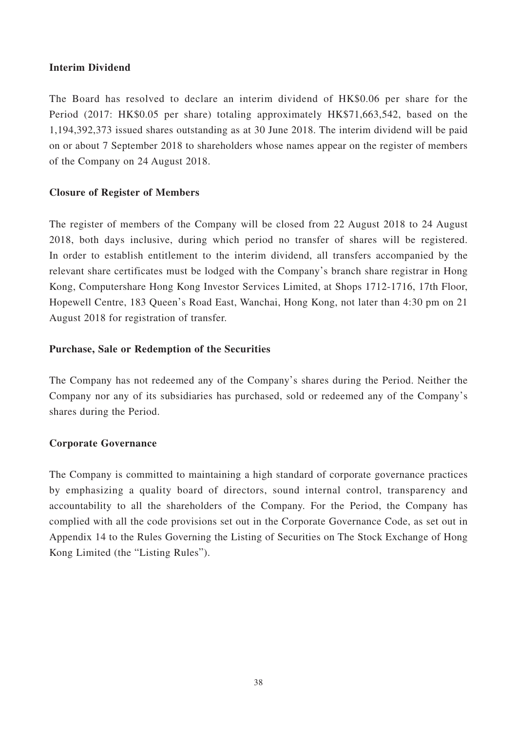**Interim Dividend**

The Board has resolved to declare an interim dividend of HK$0.06 per share for the Period (2017: HK$0.05 per share) totaling approximately HK$71,663,542, based on the 1,194,392,373 issued shares outstanding as at 30 June 2018. The interim dividend will be paid on or about 7 September 2018 to shareholders whose names appear on the register of members of the Company on 24 August 2018.

**Closure of Register of Members**

The register of members of the Company will be closed from 22 August 2018 to 24 August 2018, both days inclusive, during which period no transfer of shares will be registered. In order to establish entitlement to the interim dividend, all transfers accompanied by the relevant share certificates must be lodged with the Company's branch share registrar in Hong Kong, Computershare Hong Kong Investor Services Limited, at Shops 1712-1716, 17th Floor, Hopewell Centre, 183 Queen's Road East, Wanchai, Hong Kong, not later than 4:30 pm on 21 August 2018 for registration of transfer.

**Purchase, Sale or Redemption of the Securities**

The Company has not redeemed any of the Company's shares during the Period. Neither the Company nor any of its subsidiaries has purchased, sold or redeemed any of the Company's shares during the Period.

**Corporate Governance**

The Company is committed to maintaining a high standard of corporate governance practices by emphasizing a quality board of directors, sound internal control, transparency and accountability to all the shareholders of the Company. For the Period, the Company has complied with all the code provisions set out in the Corporate Governance Code, as set out in Appendix 14 to the Rules Governing the Listing of Securities on The Stock Exchange of Hong Kong Limited (the "Listing Rules").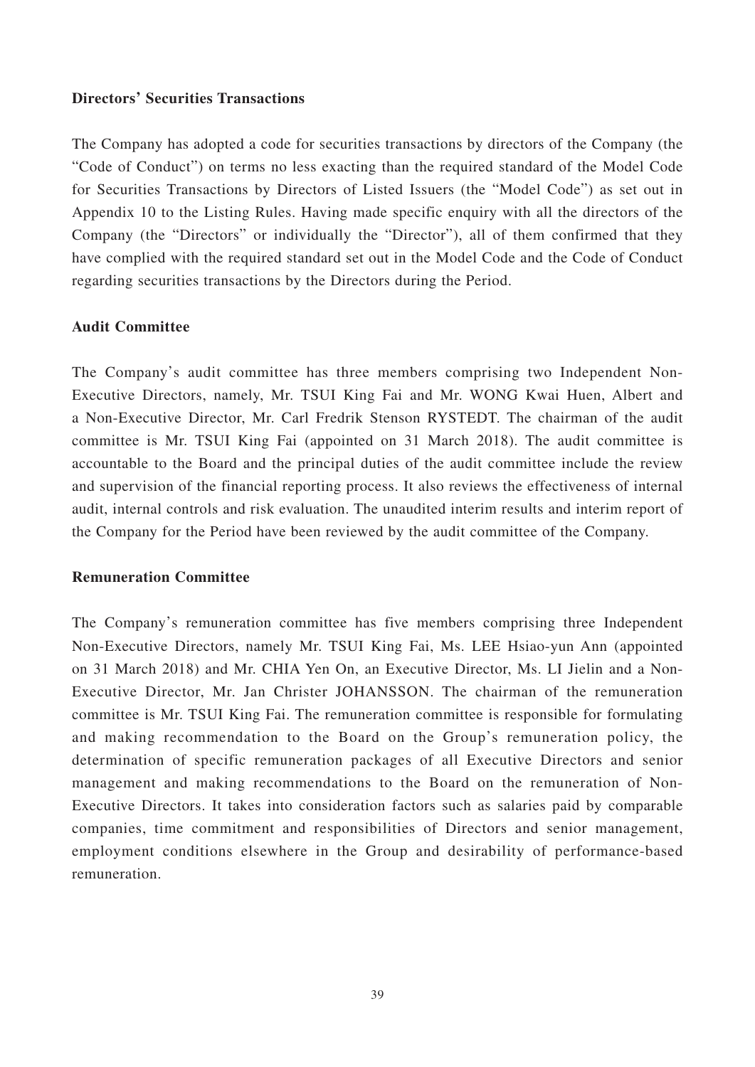### Directors' Securities Transactions

The Company has adopted a code for securities transactions by directors of the Company (the "Code of Conduct") on terms no less exacting than the required standard of the Model Code for Securities Transactions by Directors of Listed Issuers (the "Model Code") as set out in Appendix 10 to the Listing Rules. Having made specific enquiry with all the directors of the Company (the "Directors" or individually the "Director"), all of them confirmed that they have complied with the required standard set out in the Model Code and the Code of Conduct regarding securities transactions by the Directors during the Period.

### Audit Committee

The Company's audit committee has three members comprising two Independent Non-Executive Directors, namely, Mr. TSUI King Fai and Mr. WONG Kwai Huen, Albert and a Non-Executive Director, Mr. Carl Fredrik Stenson RYSTEDT. The chairman of the audit committee is Mr. TSUI King Fai (appointed on 31 March 2018). The audit committee is accountable to the Board and the principal duties of the audit committee include the review and supervision of the financial reporting process. It also reviews the effectiveness of internal audit, internal controls and risk evaluation. The unaudited interim results and interim report of the Company for the Period have been reviewed by the audit committee of the Company.

### Remuneration Committee

The Company's remuneration committee has five members comprising three Independent Non-Executive Directors, namely Mr. TSUI King Fai, Ms. LEE Hsiao-yun Ann (appointed on 31 March 2018) and Mr. CHIA Yen On, an Executive Director, Ms. LI Jielin and a Non-Executive Director, Mr. Jan Christer JOHANSSON. The chairman of the remuneration committee is Mr. TSUI King Fai. The remuneration committee is responsible for formulating and making recommendation to the Board on the Group's remuneration policy, the determination of specific remuneration packages of all Executive Directors and senior management and making recommendations to the Board on the remuneration of Non-Executive Directors. It takes into consideration factors such as salaries paid by comparable companies, time commitment and responsibilities of Directors and senior management, employment conditions elsewhere in the Group and desirability of performance-based remuneration.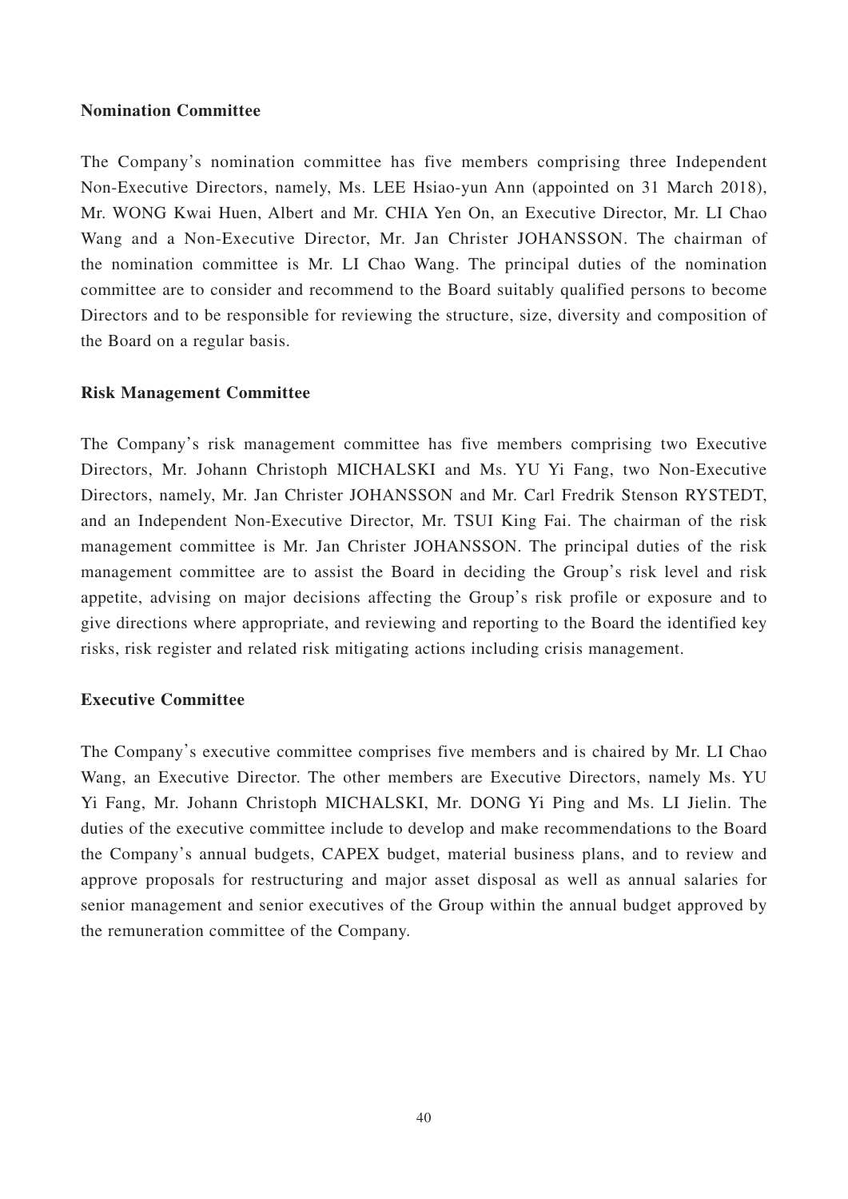**Nomination Committee**

The Company's nomination committee has five members comprising three Independent Non-Executive Directors, namely, Ms. LEE Hsiao-yun Ann (appointed on 31 March 2018), Mr. WONG Kwai Huen, Albert and Mr. CHIA Yen On, an Executive Director, Mr. LI Chao Wang and a Non-Executive Director, Mr. Jan Christer JOHANSSON. The chairman of the nomination committee is Mr. LI Chao Wang. The principal duties of the nomination committee are to consider and recommend to the Board suitably qualified persons to become Directors and to be responsible for reviewing the structure, size, diversity and composition of the Board on a regular basis.

**Risk Management Committee**

The Company's risk management committee has five members comprising two Executive Directors, Mr. Johann Christoph MICHALSKI and Ms. YU Yi Fang, two Non-Executive Directors, namely, Mr. Jan Christer JOHANSSON and Mr. Carl Fredrik Stenson RYSTEDT, and an Independent Non-Executive Director, Mr. TSUI King Fai. The chairman of the risk management committee is Mr. Jan Christer JOHANSSON. The principal duties of the risk management committee are to assist the Board in deciding the Group's risk level and risk appetite, advising on major decisions affecting the Group's risk profile or exposure and to give directions where appropriate, and reviewing and reporting to the Board the identified key risks, risk register and related risk mitigating actions including crisis management.

**Executive Committee**

The Company's executive committee comprises five members and is chaired by Mr. LI Chao Wang, an Executive Director. The other members are Executive Directors, namely Ms. YU Yi Fang, Mr. Johann Christoph MICHALSKI, Mr. DONG Yi Ping and Ms. LI Jielin. The duties of the executive committee include to develop and make recommendations to the Board the Company's annual budgets, CAPEX budget, material business plans, and to review and approve proposals for restructuring and major asset disposal as well as annual salaries for senior management and senior executives of the Group within the annual budget approved by the remuneration committee of the Company.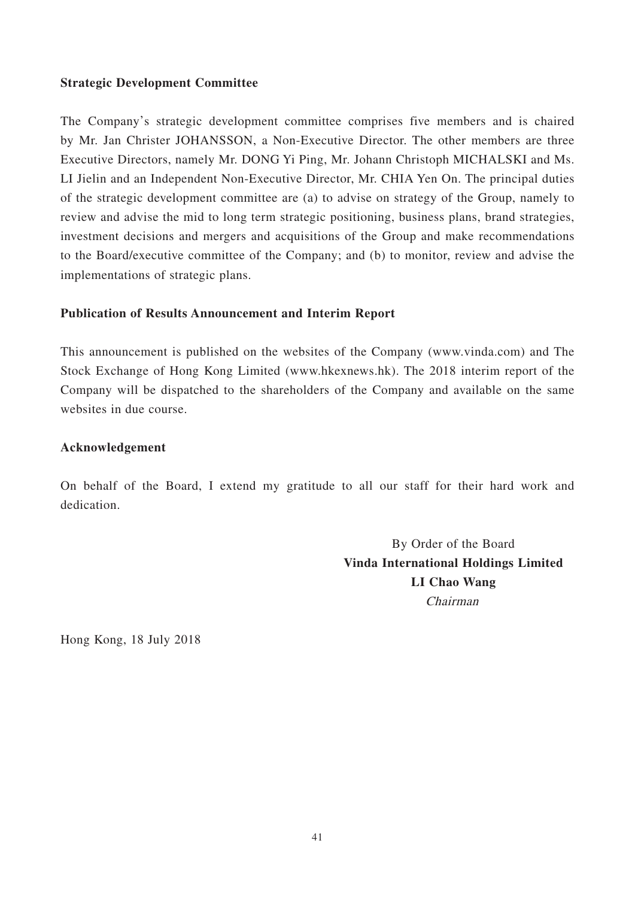### Strategic Development Committee

The Company's strategic development committee comprises five members and is chaired by Mr. Jan Christer JOHANSSON, a Non-Executive Director. The other members are three Executive Directors, namely Mr. DONG Yi Ping, Mr. Johann Christoph MICHALSKI and Ms. LI Jielin and an Independent Non-Executive Director, Mr. CHIA Yen On. The principal duties of the strategic development committee are (a) to advise on strategy of the Group, namely to review and advise the mid to long term strategic positioning, business plans, brand strategies, investment decisions and mergers and acquisitions of the Group and make recommendations to the Board/executive committee of the Company; and (b) to monitor, review and advise the implementations of strategic plans.

### Publication of Results Announcement and Interim Report

This announcement is published on the websites of the Company (www.vinda.com) and The Stock Exchange of Hong Kong Limited (www.hkexnews.hk). The 2018 interim report of the Company will be dispatched to the shareholders of the Company and available on the same websites in due course.

### Acknowledgement

On behalf of the Board, I extend my gratitude to all our staff for their hard work and dedication.

By Order of the Board
**Vinda International Holdings Limited**
**LI Chao Wang**
*Chairman*

Hong Kong, 18 July 2018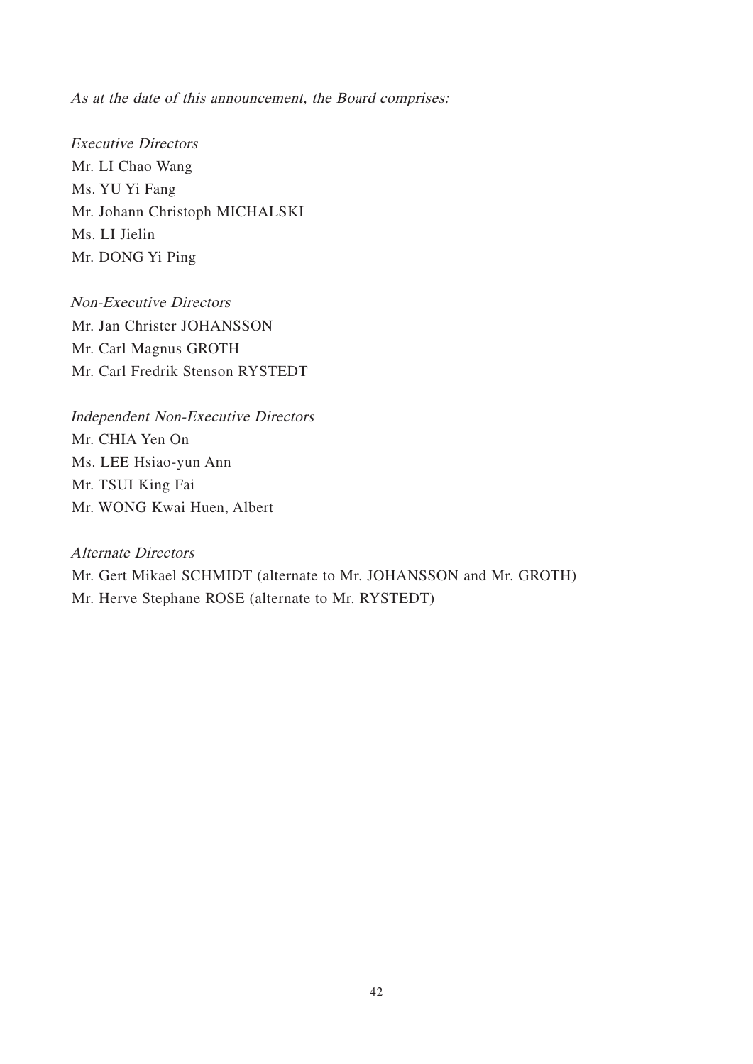*As at the date of this announcement, the Board comprises:*

*Executive Directors*
Mr. LI Chao Wang
Ms. YU Yi Fang
Mr. Johann Christoph MICHALSKI
Ms. LI Jielin
Mr. DONG Yi Ping

*Non-Executive Directors*
Mr. Jan Christer JOHANSSON
Mr. Carl Magnus GROTH
Mr. Carl Fredrik Stenson RYSTEDT

*Independent Non-Executive Directors*
Mr. CHIA Yen On
Ms. LEE Hsiao-yun Ann
Mr. TSUI King Fai
Mr. WONG Kwai Huen, Albert

*Alternate Directors*
Mr. Gert Mikael SCHMIDT (alternate to Mr. JOHANSSON and Mr. GROTH)
Mr. Herve Stephane ROSE (alternate to Mr. RYSTEDT)